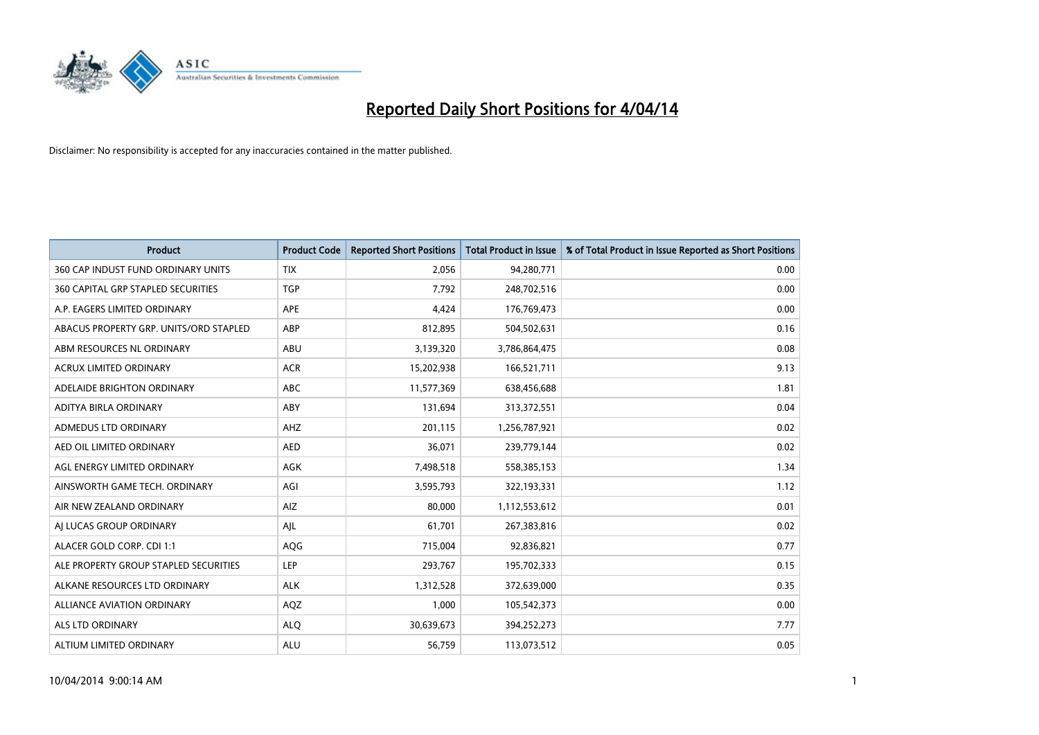# Reported Daily Short Positions for 4/04/14

Disclaimer: No responsibility is accepted for any inaccuracies contained in the matter published.

| Product | Product Code | Reported Short Positions | Total Product in Issue | % of Total Product in Issue Reported as Short Positions |
|---|---|---|---|---|
| 360 CAP INDUST FUND ORDINARY UNITS | TIX | 2,056 | 94,280,771 | 0.00 |
| 360 CAPITAL GRP STAPLED SECURITIES | TGP | 7,792 | 248,702,516 | 0.00 |
| A.P. EAGERS LIMITED ORDINARY | APE | 4,424 | 176,769,473 | 0.00 |
| ABACUS PROPERTY GRP. UNITS/ORD STAPLED | ABP | 812,895 | 504,502,631 | 0.16 |
| ABM RESOURCES NL ORDINARY | ABU | 3,139,320 | 3,786,864,475 | 0.08 |
| ACRUX LIMITED ORDINARY | ACR | 15,202,938 | 166,521,711 | 9.13 |
| ADELAIDE BRIGHTON ORDINARY | ABC | 11,577,369 | 638,456,688 | 1.81 |
| ADITYA BIRLA ORDINARY | ABY | 131,694 | 313,372,551 | 0.04 |
| ADMEDUS LTD ORDINARY | AHZ | 201,115 | 1,256,787,921 | 0.02 |
| AED OIL LIMITED ORDINARY | AED | 36,071 | 239,779,144 | 0.02 |
| AGL ENERGY LIMITED ORDINARY | AGK | 7,498,518 | 558,385,153 | 1.34 |
| AINSWORTH GAME TECH. ORDINARY | AGI | 3,595,793 | 322,193,331 | 1.12 |
| AIR NEW ZEALAND ORDINARY | AIZ | 80,000 | 1,112,553,612 | 0.01 |
| AJ LUCAS GROUP ORDINARY | AJL | 61,701 | 267,383,816 | 0.02 |
| ALACER GOLD CORP. CDI 1:1 | AQG | 715,004 | 92,836,821 | 0.77 |
| ALE PROPERTY GROUP STAPLED SECURITIES | LEP | 293,767 | 195,702,333 | 0.15 |
| ALKANE RESOURCES LTD ORDINARY | ALK | 1,312,528 | 372,639,000 | 0.35 |
| ALLIANCE AVIATION ORDINARY | AQZ | 1,000 | 105,542,373 | 0.00 |
| ALS LTD ORDINARY | ALQ | 30,639,673 | 394,252,273 | 7.77 |
| ALTIUM LIMITED ORDINARY | ALU | 56,759 | 113,073,512 | 0.05 |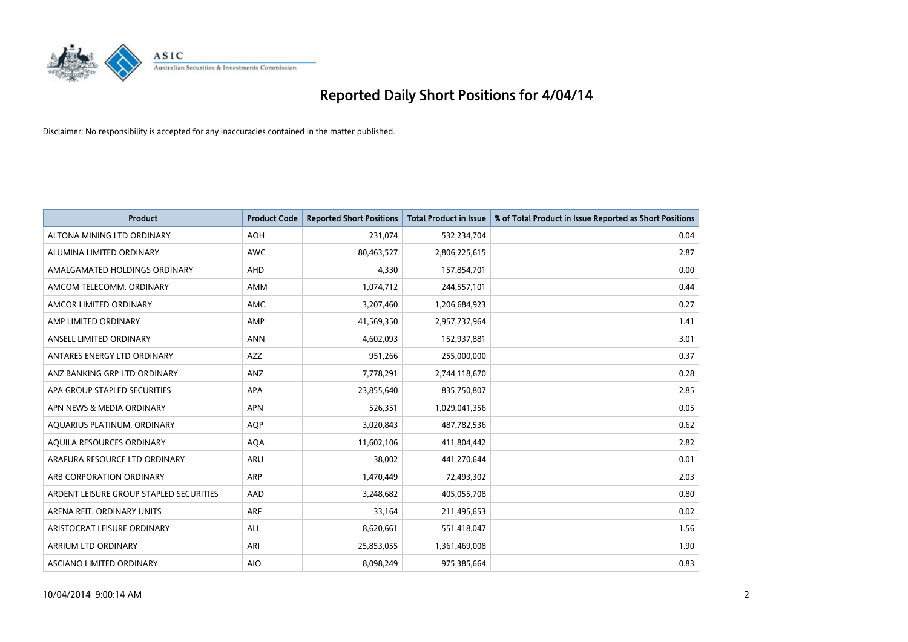# Reported Daily Short Positions for 4/04/14

Disclaimer: No responsibility is accepted for any inaccuracies contained in the matter published.

| Product | Product Code | Reported Short Positions | Total Product in Issue | % of Total Product in Issue Reported as Short Positions |
|---|---|---|---|---|
| ALTONA MINING LTD ORDINARY | AOH | 231,074 | 532,234,704 | 0.04 |
| ALUMINA LIMITED ORDINARY | AWC | 80,463,527 | 2,806,225,615 | 2.87 |
| AMALGAMATED HOLDINGS ORDINARY | AHD | 4,330 | 157,854,701 | 0.00 |
| AMCOM TELECOMM. ORDINARY | AMM | 1,074,712 | 244,557,101 | 0.44 |
| AMCOR LIMITED ORDINARY | AMC | 3,207,460 | 1,206,684,923 | 0.27 |
| AMP LIMITED ORDINARY | AMP | 41,569,350 | 2,957,737,964 | 1.41 |
| ANSELL LIMITED ORDINARY | ANN | 4,602,093 | 152,937,881 | 3.01 |
| ANTARES ENERGY LTD ORDINARY | AZZ | 951,266 | 255,000,000 | 0.37 |
| ANZ BANKING GRP LTD ORDINARY | ANZ | 7,778,291 | 2,744,118,670 | 0.28 |
| APA GROUP STAPLED SECURITIES | APA | 23,855,640 | 835,750,807 | 2.85 |
| APN NEWS & MEDIA ORDINARY | APN | 526,351 | 1,029,041,356 | 0.05 |
| AQUARIUS PLATINUM. ORDINARY | AQP | 3,020,843 | 487,782,536 | 0.62 |
| AQUILA RESOURCES ORDINARY | AQA | 11,602,106 | 411,804,442 | 2.82 |
| ARAFURA RESOURCE LTD ORDINARY | ARU | 38,002 | 441,270,644 | 0.01 |
| ARB CORPORATION ORDINARY | ARP | 1,470,449 | 72,493,302 | 2.03 |
| ARDENT LEISURE GROUP STAPLED SECURITIES | AAD | 3,248,682 | 405,055,708 | 0.80 |
| ARENA REIT. ORDINARY UNITS | ARF | 33,164 | 211,495,653 | 0.02 |
| ARISTOCRAT LEISURE ORDINARY | ALL | 8,620,661 | 551,418,047 | 1.56 |
| ARRIUM LTD ORDINARY | ARI | 25,853,055 | 1,361,469,008 | 1.90 |
| ASCIANO LIMITED ORDINARY | AIO | 8,098,249 | 975,385,664 | 0.83 |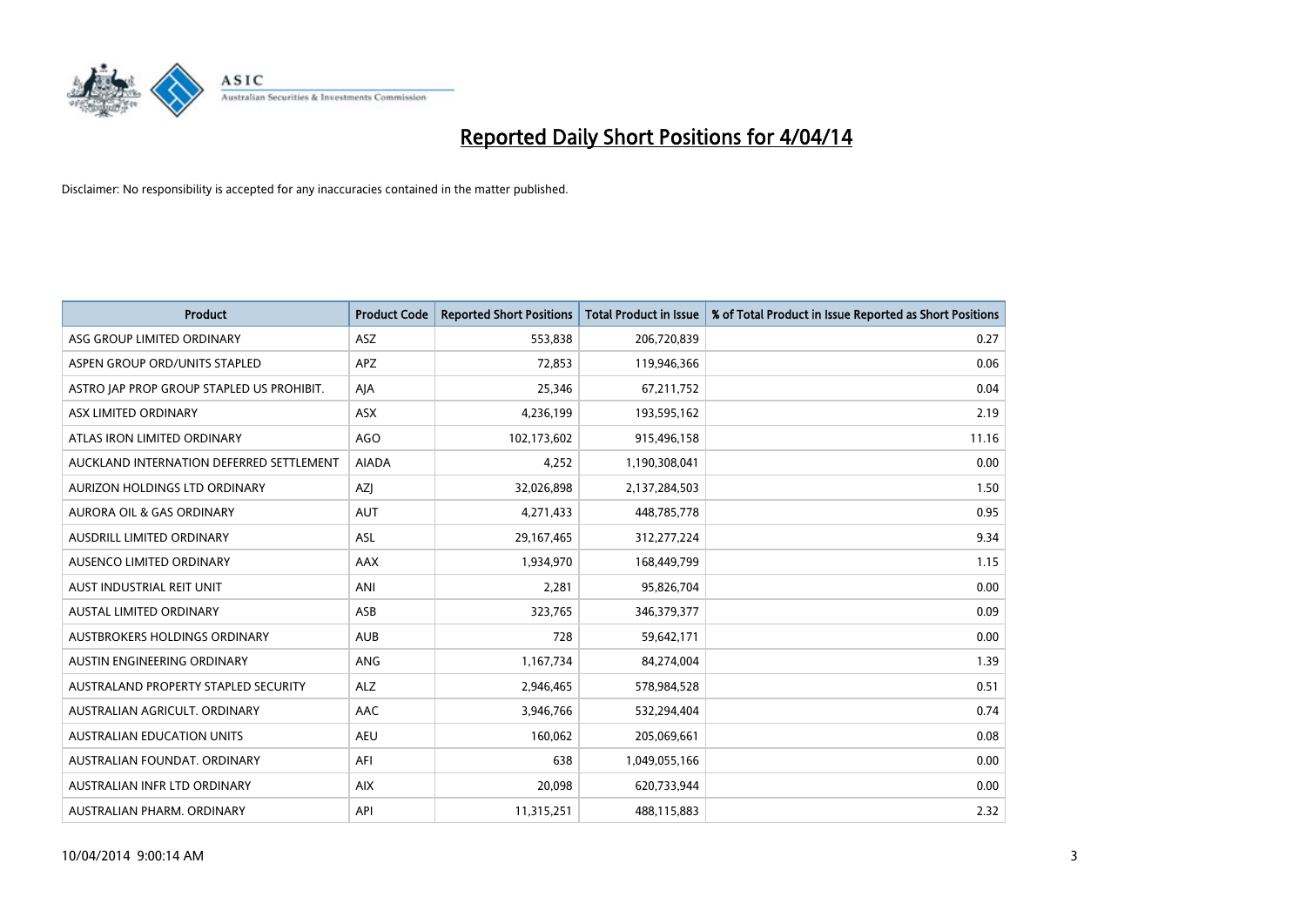# Reported Daily Short Positions for 4/04/14

Disclaimer: No responsibility is accepted for any inaccuracies contained in the matter published.

| Product | Product Code | Reported Short Positions | Total Product in Issue | % of Total Product in Issue Reported as Short Positions |
|---|---|---|---|---|
| ASG GROUP LIMITED ORDINARY | ASZ | 553,838 | 206,720,839 | 0.27 |
| ASPEN GROUP ORD/UNITS STAPLED | APZ | 72,853 | 119,946,366 | 0.06 |
| ASTRO JAP PROP GROUP STAPLED US PROHIBIT. | AJA | 25,346 | 67,211,752 | 0.04 |
| ASX LIMITED ORDINARY | ASX | 4,236,199 | 193,595,162 | 2.19 |
| ATLAS IRON LIMITED ORDINARY | AGO | 102,173,602 | 915,496,158 | 11.16 |
| AUCKLAND INTERNATION DEFERRED SETTLEMENT | AIADA | 4,252 | 1,190,308,041 | 0.00 |
| AURIZON HOLDINGS LTD ORDINARY | AZJ | 32,026,898 | 2,137,284,503 | 1.50 |
| AURORA OIL & GAS ORDINARY | AUT | 4,271,433 | 448,785,778 | 0.95 |
| AUSDRILL LIMITED ORDINARY | ASL | 29,167,465 | 312,277,224 | 9.34 |
| AUSENCO LIMITED ORDINARY | AAX | 1,934,970 | 168,449,799 | 1.15 |
| AUST INDUSTRIAL REIT UNIT | ANI | 2,281 | 95,826,704 | 0.00 |
| AUSTAL LIMITED ORDINARY | ASB | 323,765 | 346,379,377 | 0.09 |
| AUSTBROKERS HOLDINGS ORDINARY | AUB | 728 | 59,642,171 | 0.00 |
| AUSTIN ENGINEERING ORDINARY | ANG | 1,167,734 | 84,274,004 | 1.39 |
| AUSTRALAND PROPERTY STAPLED SECURITY | ALZ | 2,946,465 | 578,984,528 | 0.51 |
| AUSTRALIAN AGRICULT. ORDINARY | AAC | 3,946,766 | 532,294,404 | 0.74 |
| AUSTRALIAN EDUCATION UNITS | AEU | 160,062 | 205,069,661 | 0.08 |
| AUSTRALIAN FOUNDAT. ORDINARY | AFI | 638 | 1,049,055,166 | 0.00 |
| AUSTRALIAN INFR LTD ORDINARY | AIX | 20,098 | 620,733,944 | 0.00 |
| AUSTRALIAN PHARM. ORDINARY | API | 11,315,251 | 488,115,883 | 2.32 |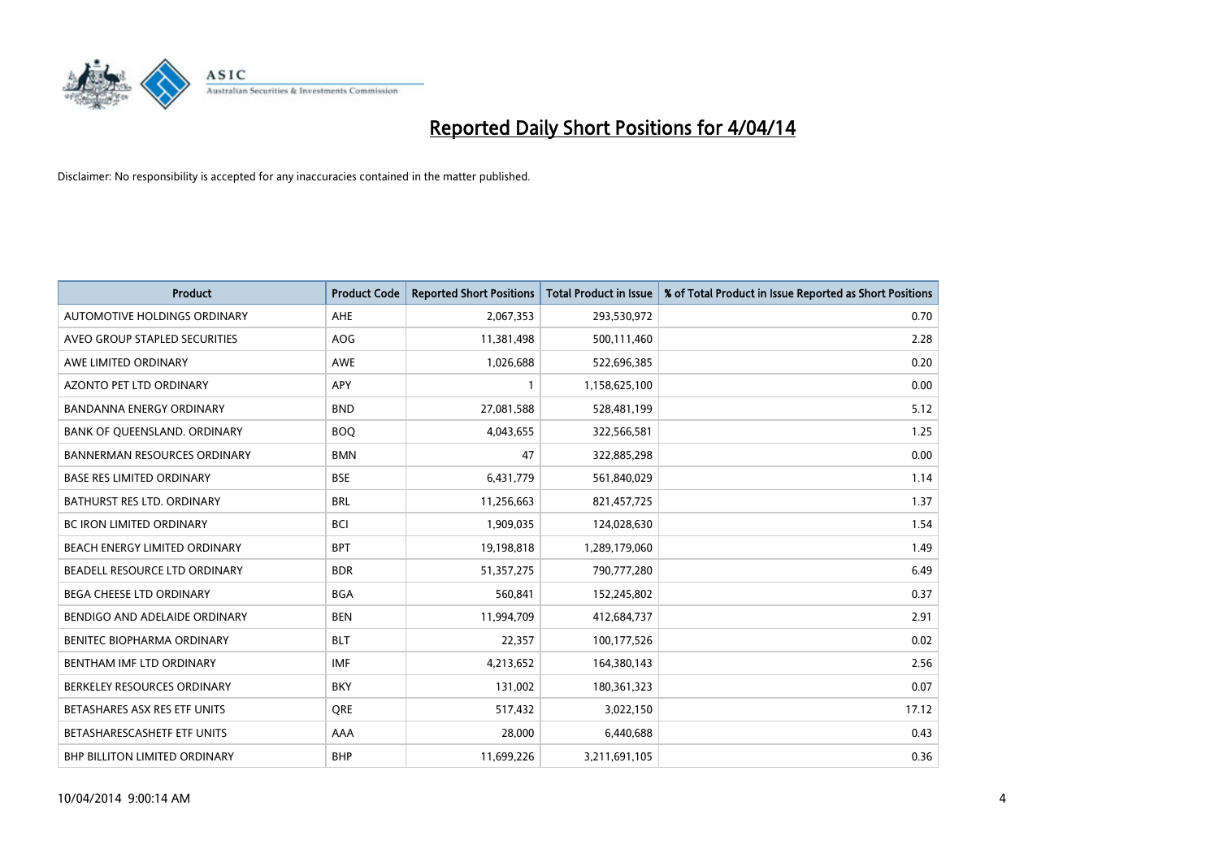# Reported Daily Short Positions for 4/04/14

Disclaimer: No responsibility is accepted for any inaccuracies contained in the matter published.

| Product | Product Code | Reported Short Positions | Total Product in Issue | % of Total Product in Issue Reported as Short Positions |
|---|---|---|---|---|
| AUTOMOTIVE HOLDINGS ORDINARY | AHE | 2,067,353 | 293,530,972 | 0.70 |
| AVEO GROUP STAPLED SECURITIES | AOG | 11,381,498 | 500,111,460 | 2.28 |
| AWE LIMITED ORDINARY | AWE | 1,026,688 | 522,696,385 | 0.20 |
| AZONTO PET LTD ORDINARY | APY | 1 | 1,158,625,100 | 0.00 |
| BANDANNA ENERGY ORDINARY | BND | 27,081,588 | 528,481,199 | 5.12 |
| BANK OF QUEENSLAND. ORDINARY | BOQ | 4,043,655 | 322,566,581 | 1.25 |
| BANNERMAN RESOURCES ORDINARY | BMN | 47 | 322,885,298 | 0.00 |
| BASE RES LIMITED ORDINARY | BSE | 6,431,779 | 561,840,029 | 1.14 |
| BATHURST RES LTD. ORDINARY | BRL | 11,256,663 | 821,457,725 | 1.37 |
| BC IRON LIMITED ORDINARY | BCI | 1,909,035 | 124,028,630 | 1.54 |
| BEACH ENERGY LIMITED ORDINARY | BPT | 19,198,818 | 1,289,179,060 | 1.49 |
| BEADELL RESOURCE LTD ORDINARY | BDR | 51,357,275 | 790,777,280 | 6.49 |
| BEGA CHEESE LTD ORDINARY | BGA | 560,841 | 152,245,802 | 0.37 |
| BENDIGO AND ADELAIDE ORDINARY | BEN | 11,994,709 | 412,684,737 | 2.91 |
| BENITEC BIOPHARMA ORDINARY | BLT | 22,357 | 100,177,526 | 0.02 |
| BENTHAM IMF LTD ORDINARY | IMF | 4,213,652 | 164,380,143 | 2.56 |
| BERKELEY RESOURCES ORDINARY | BKY | 131,002 | 180,361,323 | 0.07 |
| BETASHARES ASX RES ETF UNITS | QRE | 517,432 | 3,022,150 | 17.12 |
| BETASHARESCASHETF ETF UNITS | AAA | 28,000 | 6,440,688 | 0.43 |
| BHP BILLITON LIMITED ORDINARY | BHP | 11,699,226 | 3,211,691,105 | 0.36 |

10/04/2014 9:00:14 AM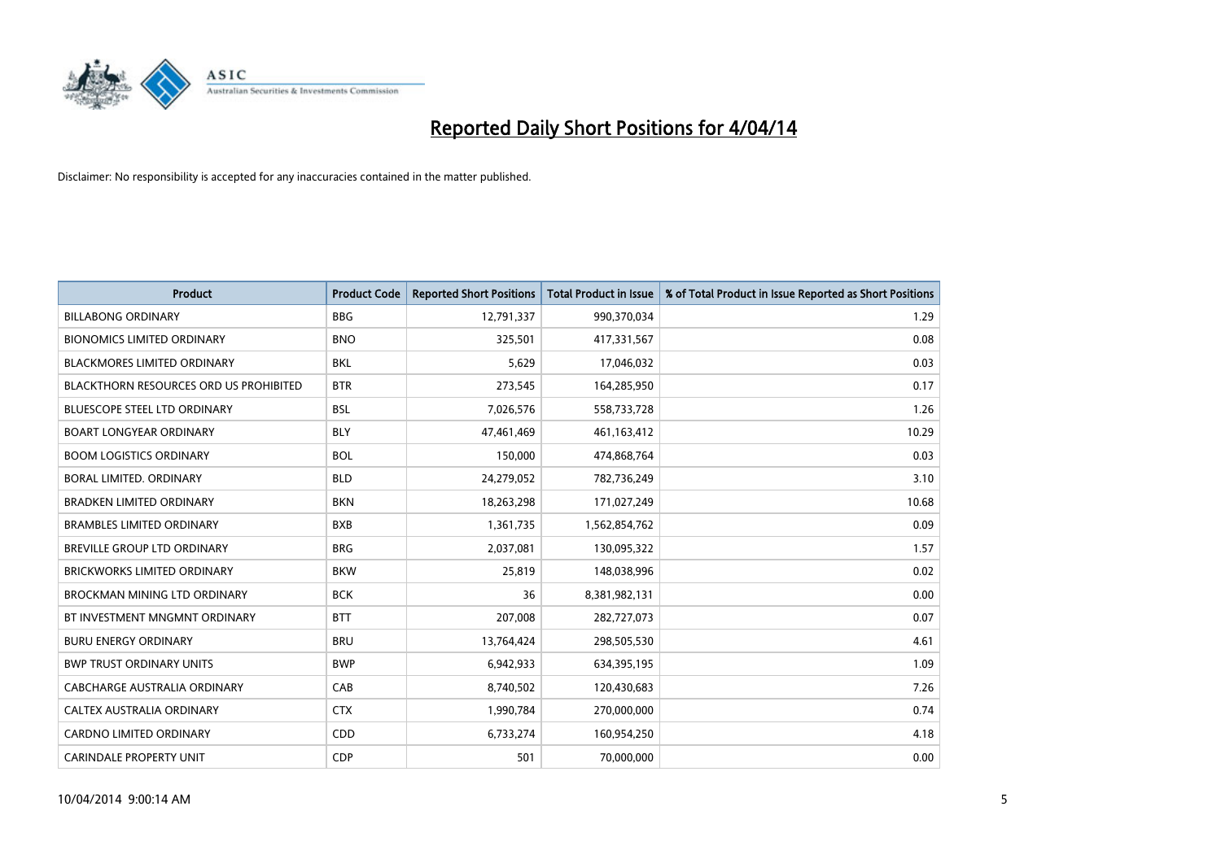# Reported Daily Short Positions for 4/04/14

Disclaimer: No responsibility is accepted for any inaccuracies contained in the matter published.

| Product | Product Code | Reported Short Positions | Total Product in Issue | % of Total Product in Issue Reported as Short Positions |
|---|---|---|---|---|
| BILLABONG ORDINARY | BBG | 12,791,337 | 990,370,034 | 1.29 |
| BIONOMICS LIMITED ORDINARY | BNO | 325,501 | 417,331,567 | 0.08 |
| BLACKMORES LIMITED ORDINARY | BKL | 5,629 | 17,046,032 | 0.03 |
| BLACKTHORN RESOURCES ORD US PROHIBITED | BTR | 273,545 | 164,285,950 | 0.17 |
| BLUESCOPE STEEL LTD ORDINARY | BSL | 7,026,576 | 558,733,728 | 1.26 |
| BOART LONGYEAR ORDINARY | BLY | 47,461,469 | 461,163,412 | 10.29 |
| BOOM LOGISTICS ORDINARY | BOL | 150,000 | 474,868,764 | 0.03 |
| BORAL LIMITED. ORDINARY | BLD | 24,279,052 | 782,736,249 | 3.10 |
| BRADKEN LIMITED ORDINARY | BKN | 18,263,298 | 171,027,249 | 10.68 |
| BRAMBLES LIMITED ORDINARY | BXB | 1,361,735 | 1,562,854,762 | 0.09 |
| BREVILLE GROUP LTD ORDINARY | BRG | 2,037,081 | 130,095,322 | 1.57 |
| BRICKWORKS LIMITED ORDINARY | BKW | 25,819 | 148,038,996 | 0.02 |
| BROCKMAN MINING LTD ORDINARY | BCK | 36 | 8,381,982,131 | 0.00 |
| BT INVESTMENT MNGMNT ORDINARY | BTT | 207,008 | 282,727,073 | 0.07 |
| BURU ENERGY ORDINARY | BRU | 13,764,424 | 298,505,530 | 4.61 |
| BWP TRUST ORDINARY UNITS | BWP | 6,942,933 | 634,395,195 | 1.09 |
| CABCHARGE AUSTRALIA ORDINARY | CAB | 8,740,502 | 120,430,683 | 7.26 |
| CALTEX AUSTRALIA ORDINARY | CTX | 1,990,784 | 270,000,000 | 0.74 |
| CARDNO LIMITED ORDINARY | CDD | 6,733,274 | 160,954,250 | 4.18 |
| CARINDALE PROPERTY UNIT | CDP | 501 | 70,000,000 | 0.00 |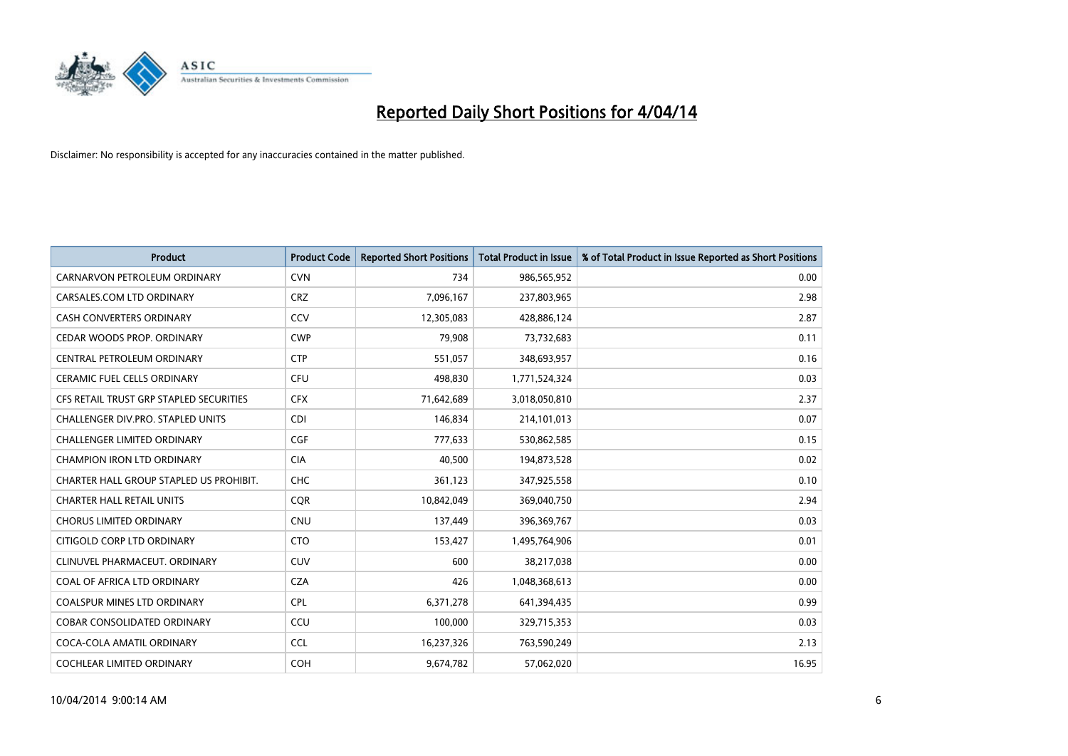# Reported Daily Short Positions for 4/04/14

Disclaimer: No responsibility is accepted for any inaccuracies contained in the matter published.

| Product | Product Code | Reported Short Positions | Total Product in Issue | % of Total Product in Issue Reported as Short Positions |
|---|---|---|---|---|
| CARNARVON PETROLEUM ORDINARY | CVN | 734 | 986,565,952 | 0.00 |
| CARSALES.COM LTD ORDINARY | CRZ | 7,096,167 | 237,803,965 | 2.98 |
| CASH CONVERTERS ORDINARY | CCV | 12,305,083 | 428,886,124 | 2.87 |
| CEDAR WOODS PROP. ORDINARY | CWP | 79,908 | 73,732,683 | 0.11 |
| CENTRAL PETROLEUM ORDINARY | CTP | 551,057 | 348,693,957 | 0.16 |
| CERAMIC FUEL CELLS ORDINARY | CFU | 498,830 | 1,771,524,324 | 0.03 |
| CFS RETAIL TRUST GRP STAPLED SECURITIES | CFX | 71,642,689 | 3,018,050,810 | 2.37 |
| CHALLENGER DIV.PRO. STAPLED UNITS | CDI | 146,834 | 214,101,013 | 0.07 |
| CHALLENGER LIMITED ORDINARY | CGF | 777,633 | 530,862,585 | 0.15 |
| CHAMPION IRON LTD ORDINARY | CIA | 40,500 | 194,873,528 | 0.02 |
| CHARTER HALL GROUP STAPLED US PROHIBIT. | CHC | 361,123 | 347,925,558 | 0.10 |
| CHARTER HALL RETAIL UNITS | CQR | 10,842,049 | 369,040,750 | 2.94 |
| CHORUS LIMITED ORDINARY | CNU | 137,449 | 396,369,767 | 0.03 |
| CITIGOLD CORP LTD ORDINARY | CTO | 153,427 | 1,495,764,906 | 0.01 |
| CLINUVEL PHARMACEUT. ORDINARY | CUV | 600 | 38,217,038 | 0.00 |
| COAL OF AFRICA LTD ORDINARY | CZA | 426 | 1,048,368,613 | 0.00 |
| COALSPUR MINES LTD ORDINARY | CPL | 6,371,278 | 641,394,435 | 0.99 |
| COBAR CONSOLIDATED ORDINARY | CCU | 100,000 | 329,715,353 | 0.03 |
| COCA-COLA AMATIL ORDINARY | CCL | 16,237,326 | 763,590,249 | 2.13 |
| COCHLEAR LIMITED ORDINARY | COH | 9,674,782 | 57,062,020 | 16.95 |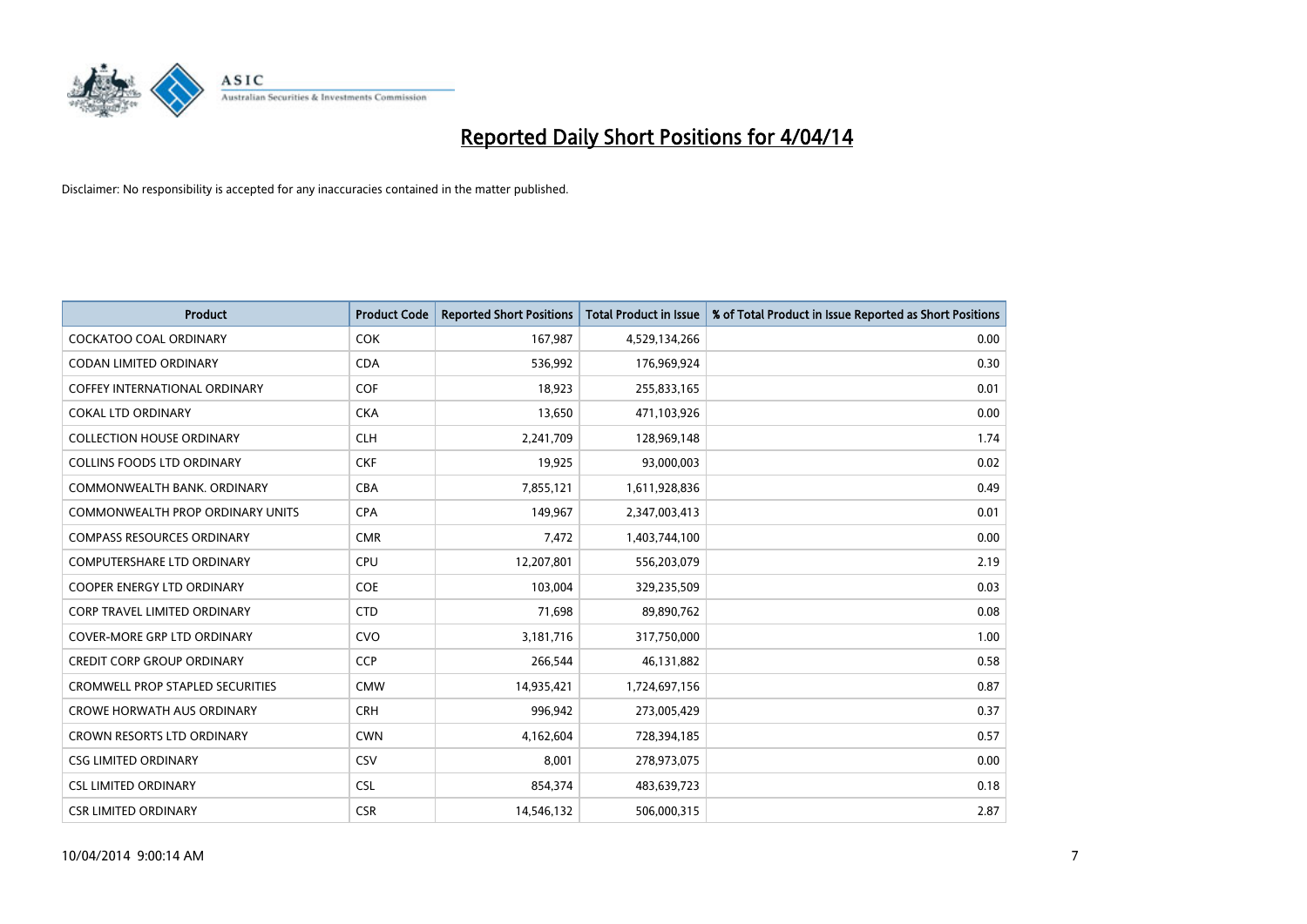# Reported Daily Short Positions for 4/04/14

Disclaimer: No responsibility is accepted for any inaccuracies contained in the matter published.

| Product | Product Code | Reported Short Positions | Total Product in Issue | % of Total Product in Issue Reported as Short Positions |
|---|---|---|---|---|
| COCKATOO COAL ORDINARY | COK | 167,987 | 4,529,134,266 | 0.00 |
| CODAN LIMITED ORDINARY | CDA | 536,992 | 176,969,924 | 0.30 |
| COFFEY INTERNATIONAL ORDINARY | COF | 18,923 | 255,833,165 | 0.01 |
| COKAL LTD ORDINARY | CKA | 13,650 | 471,103,926 | 0.00 |
| COLLECTION HOUSE ORDINARY | CLH | 2,241,709 | 128,969,148 | 1.74 |
| COLLINS FOODS LTD ORDINARY | CKF | 19,925 | 93,000,003 | 0.02 |
| COMMONWEALTH BANK. ORDINARY | CBA | 7,855,121 | 1,611,928,836 | 0.49 |
| COMMONWEALTH PROP ORDINARY UNITS | CPA | 149,967 | 2,347,003,413 | 0.01 |
| COMPASS RESOURCES ORDINARY | CMR | 7,472 | 1,403,744,100 | 0.00 |
| COMPUTERSHARE LTD ORDINARY | CPU | 12,207,801 | 556,203,079 | 2.19 |
| COOPER ENERGY LTD ORDINARY | COE | 103,004 | 329,235,509 | 0.03 |
| CORP TRAVEL LIMITED ORDINARY | CTD | 71,698 | 89,890,762 | 0.08 |
| COVER-MORE GRP LTD ORDINARY | CVO | 3,181,716 | 317,750,000 | 1.00 |
| CREDIT CORP GROUP ORDINARY | CCP | 266,544 | 46,131,882 | 0.58 |
| CROMWELL PROP STAPLED SECURITIES | CMW | 14,935,421 | 1,724,697,156 | 0.87 |
| CROWE HORWATH AUS ORDINARY | CRH | 996,942 | 273,005,429 | 0.37 |
| CROWN RESORTS LTD ORDINARY | CWN | 4,162,604 | 728,394,185 | 0.57 |
| CSG LIMITED ORDINARY | CSV | 8,001 | 278,973,075 | 0.00 |
| CSL LIMITED ORDINARY | CSL | 854,374 | 483,639,723 | 0.18 |
| CSR LIMITED ORDINARY | CSR | 14,546,132 | 506,000,315 | 2.87 |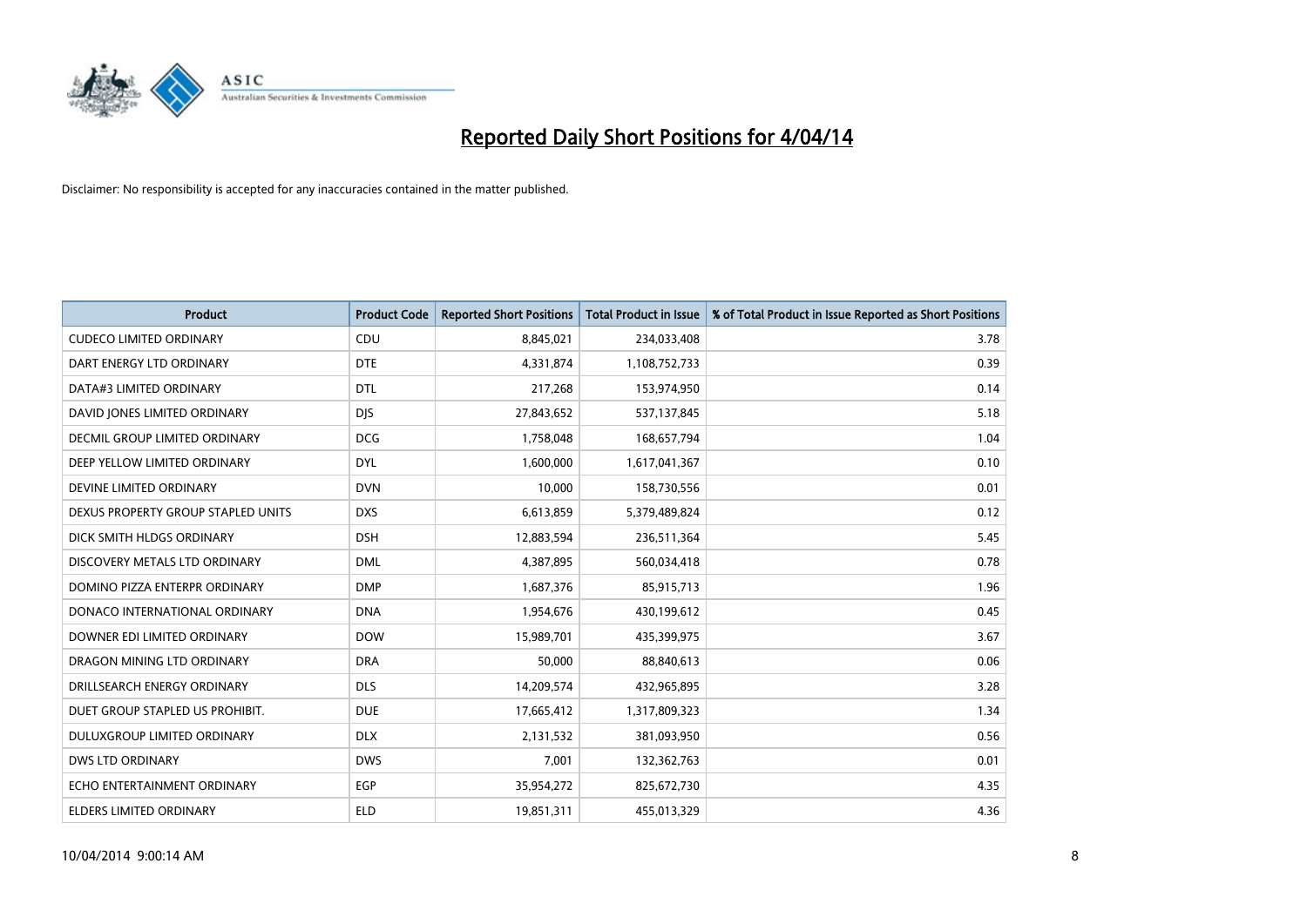# Reported Daily Short Positions for 4/04/14

Disclaimer: No responsibility is accepted for any inaccuracies contained in the matter published.

| Product | Product Code | Reported Short Positions | Total Product in Issue | % of Total Product in Issue Reported as Short Positions |
|---|---|---|---|---|
| CUDECO LIMITED ORDINARY | CDU | 8,845,021 | 234,033,408 | 3.78 |
| DART ENERGY LTD ORDINARY | DTE | 4,331,874 | 1,108,752,733 | 0.39 |
| DATA#3 LIMITED ORDINARY | DTL | 217,268 | 153,974,950 | 0.14 |
| DAVID JONES LIMITED ORDINARY | DJS | 27,843,652 | 537,137,845 | 5.18 |
| DECMIL GROUP LIMITED ORDINARY | DCG | 1,758,048 | 168,657,794 | 1.04 |
| DEEP YELLOW LIMITED ORDINARY | DYL | 1,600,000 | 1,617,041,367 | 0.10 |
| DEVINE LIMITED ORDINARY | DVN | 10,000 | 158,730,556 | 0.01 |
| DEXUS PROPERTY GROUP STAPLED UNITS | DXS | 6,613,859 | 5,379,489,824 | 0.12 |
| DICK SMITH HLDGS ORDINARY | DSH | 12,883,594 | 236,511,364 | 5.45 |
| DISCOVERY METALS LTD ORDINARY | DML | 4,387,895 | 560,034,418 | 0.78 |
| DOMINO PIZZA ENTERPR ORDINARY | DMP | 1,687,376 | 85,915,713 | 1.96 |
| DONACO INTERNATIONAL ORDINARY | DNA | 1,954,676 | 430,199,612 | 0.45 |
| DOWNER EDI LIMITED ORDINARY | DOW | 15,989,701 | 435,399,975 | 3.67 |
| DRAGON MINING LTD ORDINARY | DRA | 50,000 | 88,840,613 | 0.06 |
| DRILLSEARCH ENERGY ORDINARY | DLS | 14,209,574 | 432,965,895 | 3.28 |
| DUET GROUP STAPLED US PROHIBIT. | DUE | 17,665,412 | 1,317,809,323 | 1.34 |
| DULUXGROUP LIMITED ORDINARY | DLX | 2,131,532 | 381,093,950 | 0.56 |
| DWS LTD ORDINARY | DWS | 7,001 | 132,362,763 | 0.01 |
| ECHO ENTERTAINMENT ORDINARY | EGP | 35,954,272 | 825,672,730 | 4.35 |
| ELDERS LIMITED ORDINARY | ELD | 19,851,311 | 455,013,329 | 4.36 |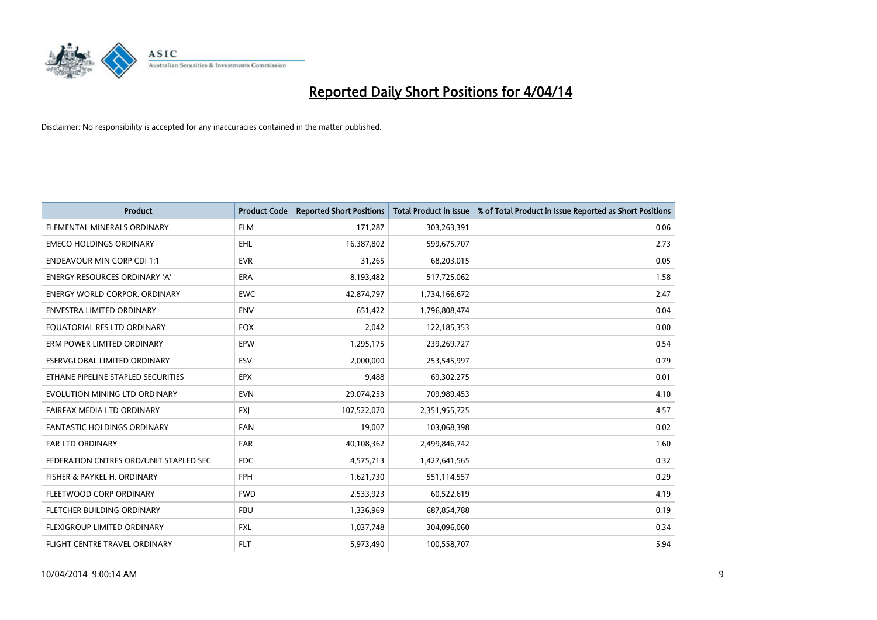# Reported Daily Short Positions for 4/04/14

Disclaimer: No responsibility is accepted for any inaccuracies contained in the matter published.

| Product | Product Code | Reported Short Positions | Total Product in Issue | % of Total Product in Issue Reported as Short Positions |
|---|---|---|---|---|
| ELEMENTAL MINERALS ORDINARY | ELM | 171,287 | 303,263,391 | 0.06 |
| EMECO HOLDINGS ORDINARY | EHL | 16,387,802 | 599,675,707 | 2.73 |
| ENDEAVOUR MIN CORP CDI 1:1 | EVR | 31,265 | 68,203,015 | 0.05 |
| ENERGY RESOURCES ORDINARY 'A' | ERA | 8,193,482 | 517,725,062 | 1.58 |
| ENERGY WORLD CORPOR. ORDINARY | EWC | 42,874,797 | 1,734,166,672 | 2.47 |
| ENVESTRA LIMITED ORDINARY | ENV | 651,422 | 1,796,808,474 | 0.04 |
| EQUATORIAL RES LTD ORDINARY | EQX | 2,042 | 122,185,353 | 0.00 |
| ERM POWER LIMITED ORDINARY | EPW | 1,295,175 | 239,269,727 | 0.54 |
| ESERVGLOBAL LIMITED ORDINARY | ESV | 2,000,000 | 253,545,997 | 0.79 |
| ETHANE PIPELINE STAPLED SECURITIES | EPX | 9,488 | 69,302,275 | 0.01 |
| EVOLUTION MINING LTD ORDINARY | EVN | 29,074,253 | 709,989,453 | 4.10 |
| FAIRFAX MEDIA LTD ORDINARY | FXJ | 107,522,070 | 2,351,955,725 | 4.57 |
| FANTASTIC HOLDINGS ORDINARY | FAN | 19,007 | 103,068,398 | 0.02 |
| FAR LTD ORDINARY | FAR | 40,108,362 | 2,499,846,742 | 1.60 |
| FEDERATION CNTRES ORD/UNIT STAPLED SEC | FDC | 4,575,713 | 1,427,641,565 | 0.32 |
| FISHER & PAYKEL H. ORDINARY | FPH | 1,621,730 | 551,114,557 | 0.29 |
| FLEETWOOD CORP ORDINARY | FWD | 2,533,923 | 60,522,619 | 4.19 |
| FLETCHER BUILDING ORDINARY | FBU | 1,336,969 | 687,854,788 | 0.19 |
| FLEXIGROUP LIMITED ORDINARY | FXL | 1,037,748 | 304,096,060 | 0.34 |
| FLIGHT CENTRE TRAVEL ORDINARY | FLT | 5,973,490 | 100,558,707 | 5.94 |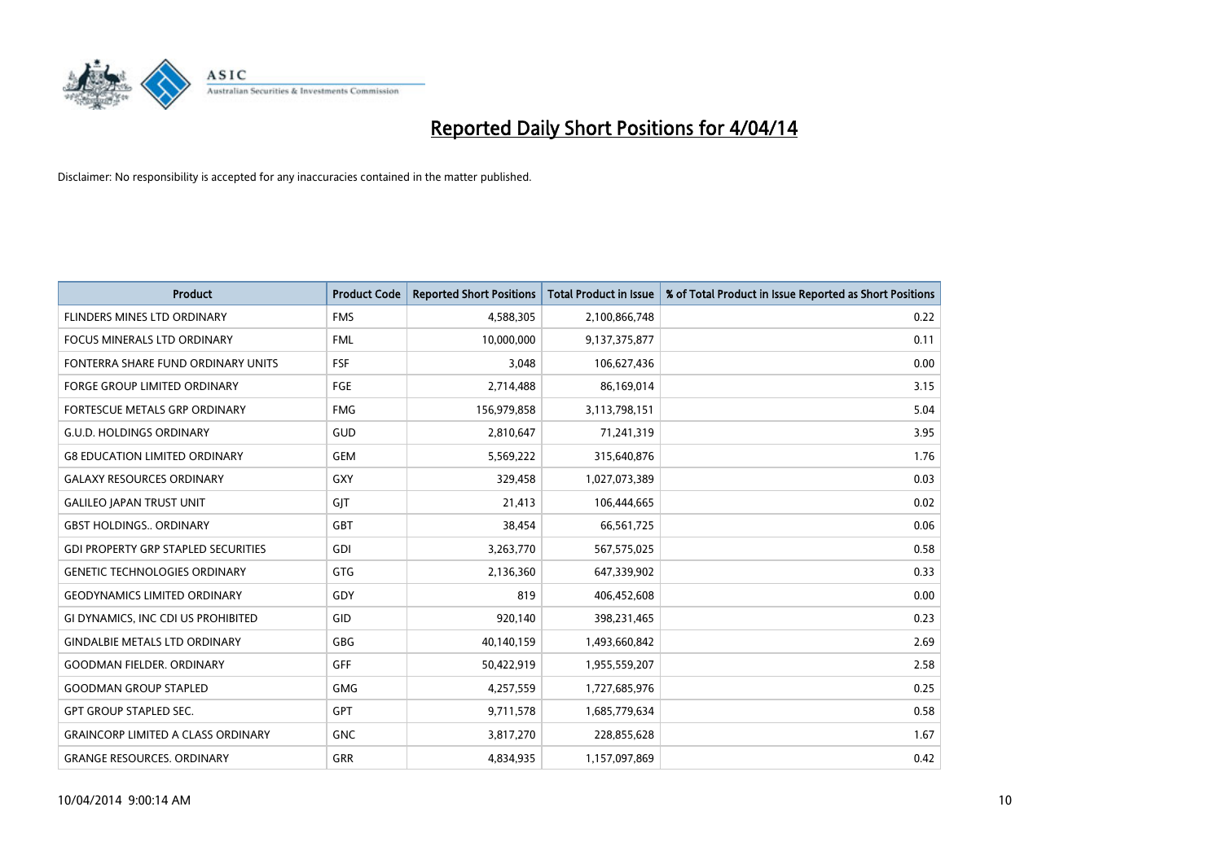# Reported Daily Short Positions for 4/04/14

Disclaimer: No responsibility is accepted for any inaccuracies contained in the matter published.

| Product | Product Code | Reported Short Positions | Total Product in Issue | % of Total Product in Issue Reported as Short Positions |
|---|---|---|---|---|
| FLINDERS MINES LTD ORDINARY | FMS | 4,588,305 | 2,100,866,748 | 0.22 |
| FOCUS MINERALS LTD ORDINARY | FML | 10,000,000 | 9,137,375,877 | 0.11 |
| FONTERRA SHARE FUND ORDINARY UNITS | FSF | 3,048 | 106,627,436 | 0.00 |
| FORGE GROUP LIMITED ORDINARY | FGE | 2,714,488 | 86,169,014 | 3.15 |
| FORTESCUE METALS GRP ORDINARY | FMG | 156,979,858 | 3,113,798,151 | 5.04 |
| G.U.D. HOLDINGS ORDINARY | GUD | 2,810,647 | 71,241,319 | 3.95 |
| G8 EDUCATION LIMITED ORDINARY | GEM | 5,569,222 | 315,640,876 | 1.76 |
| GALAXY RESOURCES ORDINARY | GXY | 329,458 | 1,027,073,389 | 0.03 |
| GALILEO JAPAN TRUST UNIT | GJT | 21,413 | 106,444,665 | 0.02 |
| GBST HOLDINGS.. ORDINARY | GBT | 38,454 | 66,561,725 | 0.06 |
| GDI PROPERTY GRP STAPLED SECURITIES | GDI | 3,263,770 | 567,575,025 | 0.58 |
| GENETIC TECHNOLOGIES ORDINARY | GTG | 2,136,360 | 647,339,902 | 0.33 |
| GEODYNAMICS LIMITED ORDINARY | GDY | 819 | 406,452,608 | 0.00 |
| GI DYNAMICS, INC CDI US PROHIBITED | GID | 920,140 | 398,231,465 | 0.23 |
| GINDALBIE METALS LTD ORDINARY | GBG | 40,140,159 | 1,493,660,842 | 2.69 |
| GOODMAN FIELDER. ORDINARY | GFF | 50,422,919 | 1,955,559,207 | 2.58 |
| GOODMAN GROUP STAPLED | GMG | 4,257,559 | 1,727,685,976 | 0.25 |
| GPT GROUP STAPLED SEC. | GPT | 9,711,578 | 1,685,779,634 | 0.58 |
| GRAINCORP LIMITED A CLASS ORDINARY | GNC | 3,817,270 | 228,855,628 | 1.67 |
| GRANGE RESOURCES. ORDINARY | GRR | 4,834,935 | 1,157,097,869 | 0.42 |

10/04/2014 9:00:14 AM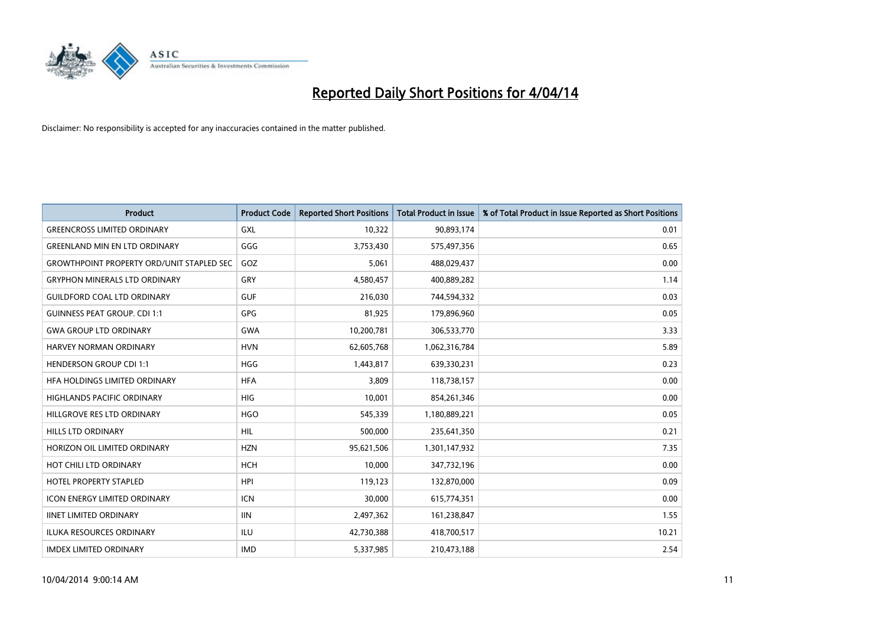# Reported Daily Short Positions for 4/04/14

Disclaimer: No responsibility is accepted for any inaccuracies contained in the matter published.

| Product | Product Code | Reported Short Positions | Total Product in Issue | % of Total Product in Issue Reported as Short Positions |
|---|---|---|---|---|
| GREENCROSS LIMITED ORDINARY | GXL | 10,322 | 90,893,174 | 0.01 |
| GREENLAND MIN EN LTD ORDINARY | GGG | 3,753,430 | 575,497,356 | 0.65 |
| GROWTHPOINT PROPERTY ORD/UNIT STAPLED SEC | GOZ | 5,061 | 488,029,437 | 0.00 |
| GRYPHON MINERALS LTD ORDINARY | GRY | 4,580,457 | 400,889,282 | 1.14 |
| GUILDFORD COAL LTD ORDINARY | GUF | 216,030 | 744,594,332 | 0.03 |
| GUINNESS PEAT GROUP. CDI 1:1 | GPG | 81,925 | 179,896,960 | 0.05 |
| GWA GROUP LTD ORDINARY | GWA | 10,200,781 | 306,533,770 | 3.33 |
| HARVEY NORMAN ORDINARY | HVN | 62,605,768 | 1,062,316,784 | 5.89 |
| HENDERSON GROUP CDI 1:1 | HGG | 1,443,817 | 639,330,231 | 0.23 |
| HFA HOLDINGS LIMITED ORDINARY | HFA | 3,809 | 118,738,157 | 0.00 |
| HIGHLANDS PACIFIC ORDINARY | HIG | 10,001 | 854,261,346 | 0.00 |
| HILLGROVE RES LTD ORDINARY | HGO | 545,339 | 1,180,889,221 | 0.05 |
| HILLS LTD ORDINARY | HIL | 500,000 | 235,641,350 | 0.21 |
| HORIZON OIL LIMITED ORDINARY | HZN | 95,621,506 | 1,301,147,932 | 7.35 |
| HOT CHILI LTD ORDINARY | HCH | 10,000 | 347,732,196 | 0.00 |
| HOTEL PROPERTY STAPLED | HPI | 119,123 | 132,870,000 | 0.09 |
| ICON ENERGY LIMITED ORDINARY | ICN | 30,000 | 615,774,351 | 0.00 |
| IINET LIMITED ORDINARY | IIN | 2,497,362 | 161,238,847 | 1.55 |
| ILUKA RESOURCES ORDINARY | ILU | 42,730,388 | 418,700,517 | 10.21 |
| IMDEX LIMITED ORDINARY | IMD | 5,337,985 | 210,473,188 | 2.54 |

10/04/2014 9:00:14 AM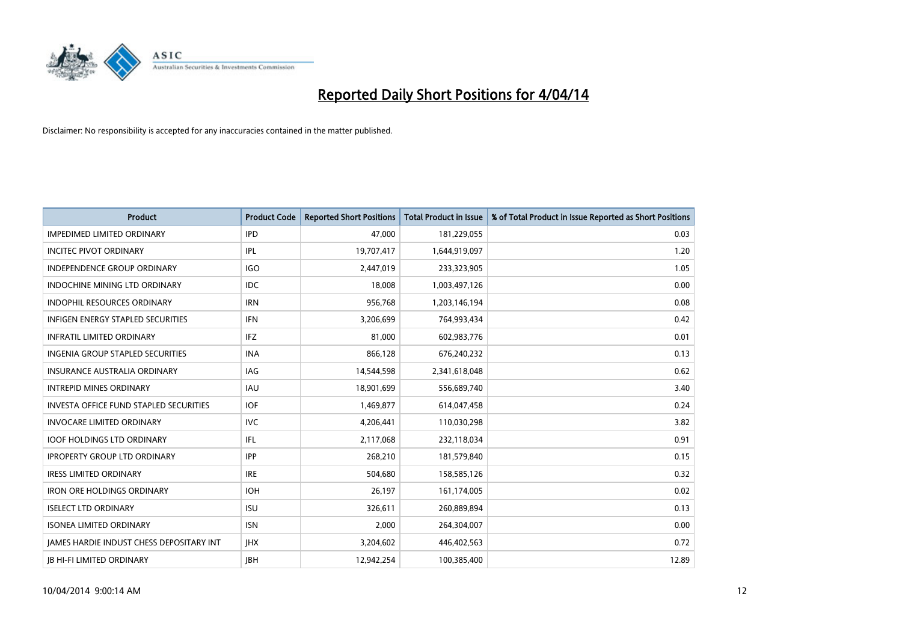# Reported Daily Short Positions for 4/04/14

Disclaimer: No responsibility is accepted for any inaccuracies contained in the matter published.

| Product | Product Code | Reported Short Positions | Total Product in Issue | % of Total Product in Issue Reported as Short Positions |
|---|---|---|---|---|
| IMPEDIMED LIMITED ORDINARY | IPD | 47,000 | 181,229,055 | 0.03 |
| INCITEC PIVOT ORDINARY | IPL | 19,707,417 | 1,644,919,097 | 1.20 |
| INDEPENDENCE GROUP ORDINARY | IGO | 2,447,019 | 233,323,905 | 1.05 |
| INDOCHINE MINING LTD ORDINARY | IDC | 18,008 | 1,003,497,126 | 0.00 |
| INDOPHIL RESOURCES ORDINARY | IRN | 956,768 | 1,203,146,194 | 0.08 |
| INFIGEN ENERGY STAPLED SECURITIES | IFN | 3,206,699 | 764,993,434 | 0.42 |
| INFRATIL LIMITED ORDINARY | IFZ | 81,000 | 602,983,776 | 0.01 |
| INGENIA GROUP STAPLED SECURITIES | INA | 866,128 | 676,240,232 | 0.13 |
| INSURANCE AUSTRALIA ORDINARY | IAG | 14,544,598 | 2,341,618,048 | 0.62 |
| INTREPID MINES ORDINARY | IAU | 18,901,699 | 556,689,740 | 3.40 |
| INVESTA OFFICE FUND STAPLED SECURITIES | IOF | 1,469,877 | 614,047,458 | 0.24 |
| INVOCARE LIMITED ORDINARY | IVC | 4,206,441 | 110,030,298 | 3.82 |
| IOOF HOLDINGS LTD ORDINARY | IFL | 2,117,068 | 232,118,034 | 0.91 |
| IPROPERTY GROUP LTD ORDINARY | IPP | 268,210 | 181,579,840 | 0.15 |
| IRESS LIMITED ORDINARY | IRE | 504,680 | 158,585,126 | 0.32 |
| IRON ORE HOLDINGS ORDINARY | IOH | 26,197 | 161,174,005 | 0.02 |
| ISELECT LTD ORDINARY | ISU | 326,611 | 260,889,894 | 0.13 |
| ISONEA LIMITED ORDINARY | ISN | 2,000 | 264,304,007 | 0.00 |
| JAMES HARDIE INDUST CHESS DEPOSITARY INT | JHX | 3,204,602 | 446,402,563 | 0.72 |
| JB HI-FI LIMITED ORDINARY | JBH | 12,942,254 | 100,385,400 | 12.89 |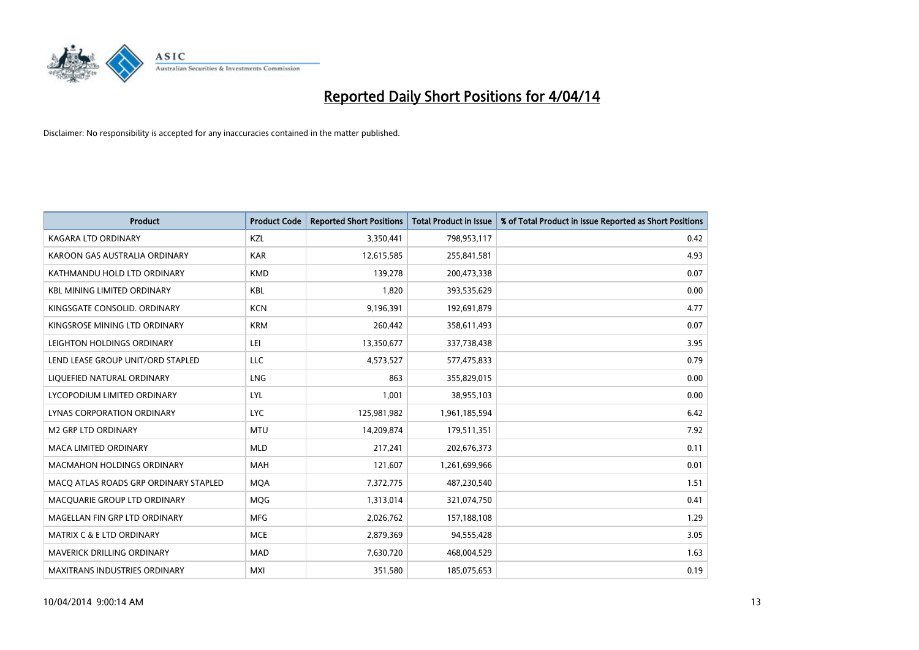# Reported Daily Short Positions for 4/04/14

Disclaimer: No responsibility is accepted for any inaccuracies contained in the matter published.

| Product | Product Code | Reported Short Positions | Total Product in Issue | % of Total Product in Issue Reported as Short Positions |
|---|---|---|---|---|
| KAGARA LTD ORDINARY | KZL | 3,350,441 | 798,953,117 | 0.42 |
| KAROON GAS AUSTRALIA ORDINARY | KAR | 12,615,585 | 255,841,581 | 4.93 |
| KATHMANDU HOLD LTD ORDINARY | KMD | 139,278 | 200,473,338 | 0.07 |
| KBL MINING LIMITED ORDINARY | KBL | 1,820 | 393,535,629 | 0.00 |
| KINGSGATE CONSOLID. ORDINARY | KCN | 9,196,391 | 192,691,879 | 4.77 |
| KINGSROSE MINING LTD ORDINARY | KRM | 260,442 | 358,611,493 | 0.07 |
| LEIGHTON HOLDINGS ORDINARY | LEI | 13,350,677 | 337,738,438 | 3.95 |
| LEND LEASE GROUP UNIT/ORD STAPLED | LLC | 4,573,527 | 577,475,833 | 0.79 |
| LIQUEFIED NATURAL ORDINARY | LNG | 863 | 355,829,015 | 0.00 |
| LYCOPODIUM LIMITED ORDINARY | LYL | 1,001 | 38,955,103 | 0.00 |
| LYNAS CORPORATION ORDINARY | LYC | 125,981,982 | 1,961,185,594 | 6.42 |
| M2 GRP LTD ORDINARY | MTU | 14,209,874 | 179,511,351 | 7.92 |
| MACA LIMITED ORDINARY | MLD | 217,241 | 202,676,373 | 0.11 |
| MACMAHON HOLDINGS ORDINARY | MAH | 121,607 | 1,261,699,966 | 0.01 |
| MACQ ATLAS ROADS GRP ORDINARY STAPLED | MQA | 7,372,775 | 487,230,540 | 1.51 |
| MACQUARIE GROUP LTD ORDINARY | MQG | 1,313,014 | 321,074,750 | 0.41 |
| MAGELLAN FIN GRP LTD ORDINARY | MFG | 2,026,762 | 157,188,108 | 1.29 |
| MATRIX C & E LTD ORDINARY | MCE | 2,879,369 | 94,555,428 | 3.05 |
| MAVERICK DRILLING ORDINARY | MAD | 7,630,720 | 468,004,529 | 1.63 |
| MAXITRANS INDUSTRIES ORDINARY | MXI | 351,580 | 185,075,653 | 0.19 |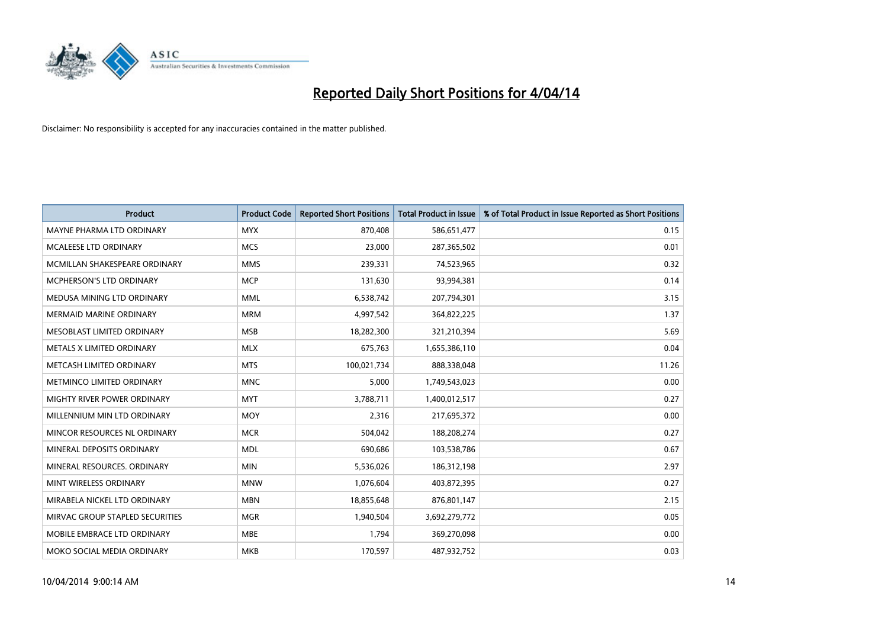# Reported Daily Short Positions for 4/04/14

Disclaimer: No responsibility is accepted for any inaccuracies contained in the matter published.

| Product | Product Code | Reported Short Positions | Total Product in Issue | % of Total Product in Issue Reported as Short Positions |
|---|---|---|---|---|
| MAYNE PHARMA LTD ORDINARY | MYX | 870,408 | 586,651,477 | 0.15 |
| MCALEESE LTD ORDINARY | MCS | 23,000 | 287,365,502 | 0.01 |
| MCMILLAN SHAKESPEARE ORDINARY | MMS | 239,331 | 74,523,965 | 0.32 |
| MCPHERSON'S LTD ORDINARY | MCP | 131,630 | 93,994,381 | 0.14 |
| MEDUSA MINING LTD ORDINARY | MML | 6,538,742 | 207,794,301 | 3.15 |
| MERMAID MARINE ORDINARY | MRM | 4,997,542 | 364,822,225 | 1.37 |
| MESOBLAST LIMITED ORDINARY | MSB | 18,282,300 | 321,210,394 | 5.69 |
| METALS X LIMITED ORDINARY | MLX | 675,763 | 1,655,386,110 | 0.04 |
| METCASH LIMITED ORDINARY | MTS | 100,021,734 | 888,338,048 | 11.26 |
| METMINCO LIMITED ORDINARY | MNC | 5,000 | 1,749,543,023 | 0.00 |
| MIGHTY RIVER POWER ORDINARY | MYT | 3,788,711 | 1,400,012,517 | 0.27 |
| MILLENNIUM MIN LTD ORDINARY | MOY | 2,316 | 217,695,372 | 0.00 |
| MINCOR RESOURCES NL ORDINARY | MCR | 504,042 | 188,208,274 | 0.27 |
| MINERAL DEPOSITS ORDINARY | MDL | 690,686 | 103,538,786 | 0.67 |
| MINERAL RESOURCES. ORDINARY | MIN | 5,536,026 | 186,312,198 | 2.97 |
| MINT WIRELESS ORDINARY | MNW | 1,076,604 | 403,872,395 | 0.27 |
| MIRABELA NICKEL LTD ORDINARY | MBN | 18,855,648 | 876,801,147 | 2.15 |
| MIRVAC GROUP STAPLED SECURITIES | MGR | 1,940,504 | 3,692,279,772 | 0.05 |
| MOBILE EMBRACE LTD ORDINARY | MBE | 1,794 | 369,270,098 | 0.00 |
| MOKO SOCIAL MEDIA ORDINARY | MKB | 170,597 | 487,932,752 | 0.03 |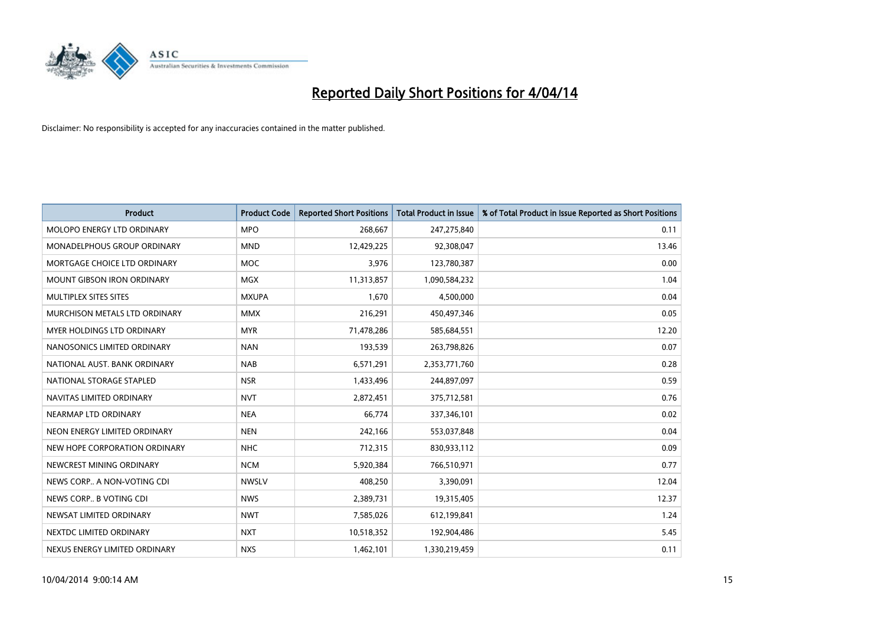# Reported Daily Short Positions for 4/04/14

Disclaimer: No responsibility is accepted for any inaccuracies contained in the matter published.

| Product | Product Code | Reported Short Positions | Total Product in Issue | % of Total Product in Issue Reported as Short Positions |
| --- | --- | --- | --- | --- |
| MOLOPO ENERGY LTD ORDINARY | MPO | 268,667 | 247,275,840 | 0.11 |
| MONADELPHOUS GROUP ORDINARY | MND | 12,429,225 | 92,308,047 | 13.46 |
| MORTGAGE CHOICE LTD ORDINARY | MOC | 3,976 | 123,780,387 | 0.00 |
| MOUNT GIBSON IRON ORDINARY | MGX | 11,313,857 | 1,090,584,232 | 1.04 |
| MULTIPLEX SITES SITES | MXUPA | 1,670 | 4,500,000 | 0.04 |
| MURCHISON METALS LTD ORDINARY | MMX | 216,291 | 450,497,346 | 0.05 |
| MYER HOLDINGS LTD ORDINARY | MYR | 71,478,286 | 585,684,551 | 12.20 |
| NANOSONICS LIMITED ORDINARY | NAN | 193,539 | 263,798,826 | 0.07 |
| NATIONAL AUST. BANK ORDINARY | NAB | 6,571,291 | 2,353,771,760 | 0.28 |
| NATIONAL STORAGE STAPLED | NSR | 1,433,496 | 244,897,097 | 0.59 |
| NAVITAS LIMITED ORDINARY | NVT | 2,872,451 | 375,712,581 | 0.76 |
| NEARMAP LTD ORDINARY | NEA | 66,774 | 337,346,101 | 0.02 |
| NEON ENERGY LIMITED ORDINARY | NEN | 242,166 | 553,037,848 | 0.04 |
| NEW HOPE CORPORATION ORDINARY | NHC | 712,315 | 830,933,112 | 0.09 |
| NEWCREST MINING ORDINARY | NCM | 5,920,384 | 766,510,971 | 0.77 |
| NEWS CORP.. A NON-VOTING CDI | NWSLV | 408,250 | 3,390,091 | 12.04 |
| NEWS CORP.. B VOTING CDI | NWS | 2,389,731 | 19,315,405 | 12.37 |
| NEWSAT LIMITED ORDINARY | NWT | 7,585,026 | 612,199,841 | 1.24 |
| NEXTDC LIMITED ORDINARY | NXT | 10,518,352 | 192,904,486 | 5.45 |
| NEXUS ENERGY LIMITED ORDINARY | NXS | 1,462,101 | 1,330,219,459 | 0.11 |

10/04/2014 9:00:14 AM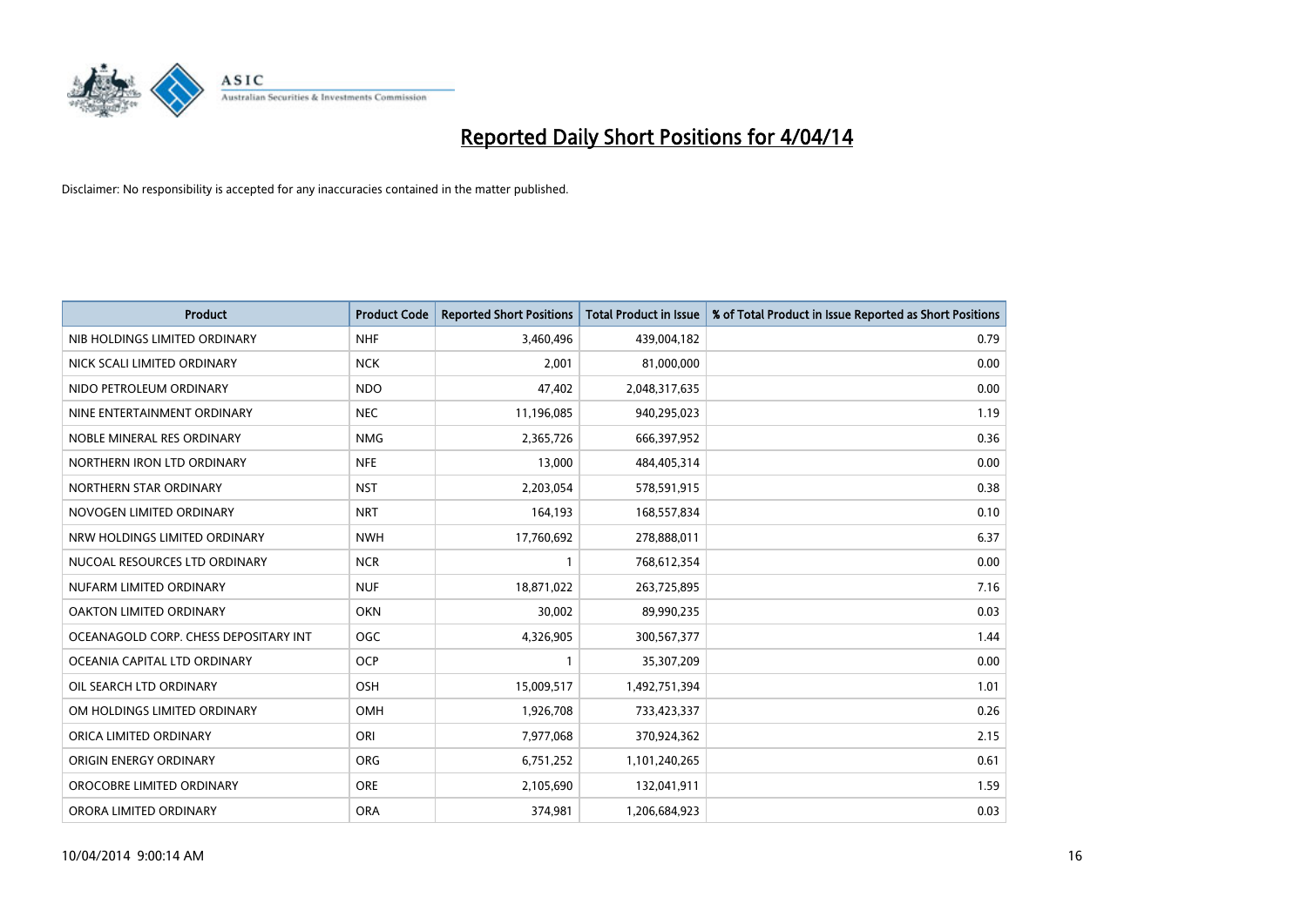# Reported Daily Short Positions for 4/04/14

Disclaimer: No responsibility is accepted for any inaccuracies contained in the matter published.

| Product | Product Code | Reported Short Positions | Total Product in Issue | % of Total Product in Issue Reported as Short Positions |
|---|---|---|---|---|
| NIB HOLDINGS LIMITED ORDINARY | NHF | 3,460,496 | 439,004,182 | 0.79 |
| NICK SCALI LIMITED ORDINARY | NCK | 2,001 | 81,000,000 | 0.00 |
| NIDO PETROLEUM ORDINARY | NDO | 47,402 | 2,048,317,635 | 0.00 |
| NINE ENTERTAINMENT ORDINARY | NEC | 11,196,085 | 940,295,023 | 1.19 |
| NOBLE MINERAL RES ORDINARY | NMG | 2,365,726 | 666,397,952 | 0.36 |
| NORTHERN IRON LTD ORDINARY | NFE | 13,000 | 484,405,314 | 0.00 |
| NORTHERN STAR ORDINARY | NST | 2,203,054 | 578,591,915 | 0.38 |
| NOVOGEN LIMITED ORDINARY | NRT | 164,193 | 168,557,834 | 0.10 |
| NRW HOLDINGS LIMITED ORDINARY | NWH | 17,760,692 | 278,888,011 | 6.37 |
| NUCOAL RESOURCES LTD ORDINARY | NCR | 1 | 768,612,354 | 0.00 |
| NUFARM LIMITED ORDINARY | NUF | 18,871,022 | 263,725,895 | 7.16 |
| OAKTON LIMITED ORDINARY | OKN | 30,002 | 89,990,235 | 0.03 |
| OCEANAGOLD CORP. CHESS DEPOSITARY INT | OGC | 4,326,905 | 300,567,377 | 1.44 |
| OCEANIA CAPITAL LTD ORDINARY | OCP | 1 | 35,307,209 | 0.00 |
| OIL SEARCH LTD ORDINARY | OSH | 15,009,517 | 1,492,751,394 | 1.01 |
| OM HOLDINGS LIMITED ORDINARY | OMH | 1,926,708 | 733,423,337 | 0.26 |
| ORICA LIMITED ORDINARY | ORI | 7,977,068 | 370,924,362 | 2.15 |
| ORIGIN ENERGY ORDINARY | ORG | 6,751,252 | 1,101,240,265 | 0.61 |
| OROCOBRE LIMITED ORDINARY | ORE | 2,105,690 | 132,041,911 | 1.59 |
| ORORA LIMITED ORDINARY | ORA | 374,981 | 1,206,684,923 | 0.03 |

10/04/2014 9:00:14 AM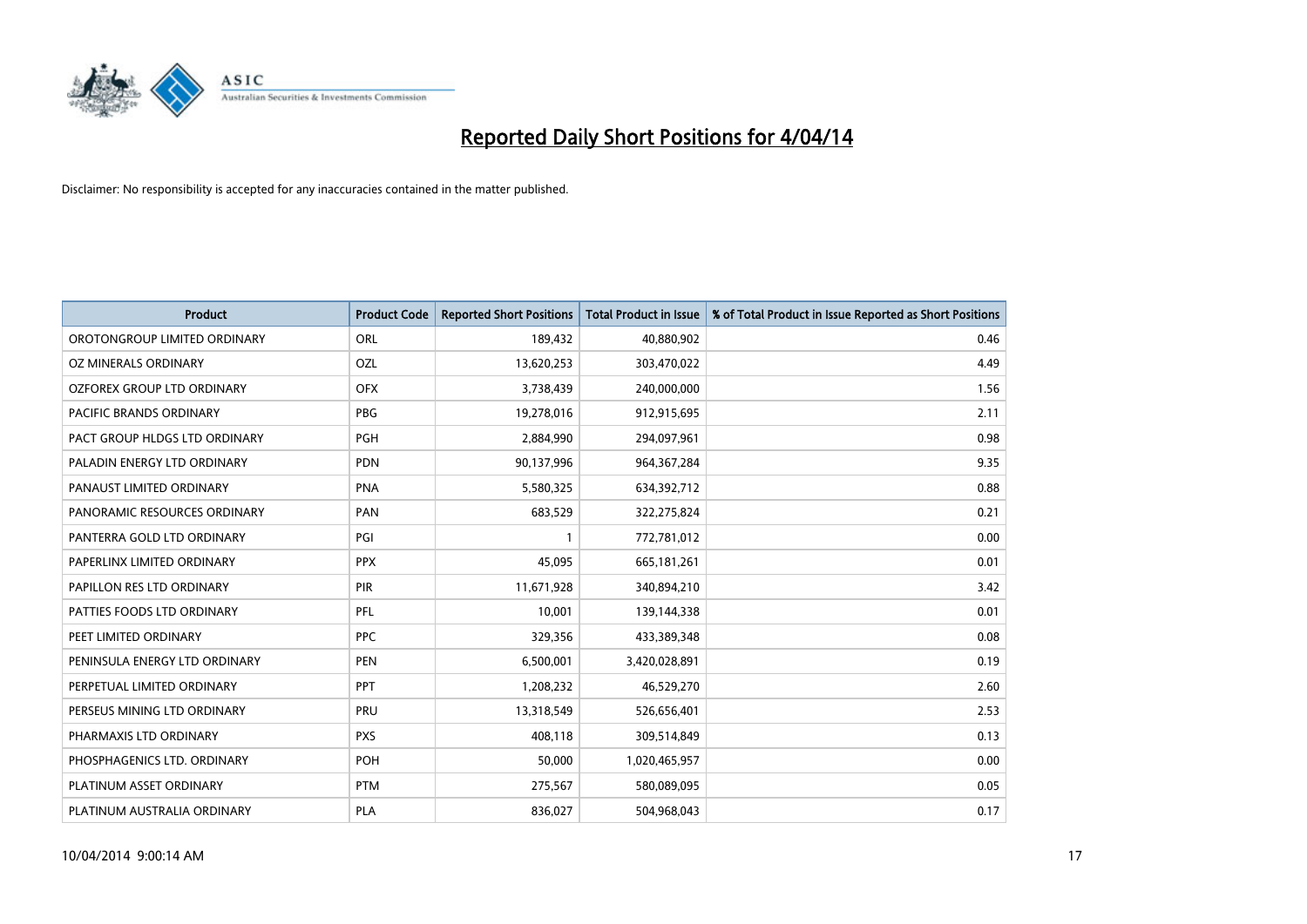# Reported Daily Short Positions for 4/04/14

Disclaimer: No responsibility is accepted for any inaccuracies contained in the matter published.

| Product | Product Code | Reported Short Positions | Total Product in Issue | % of Total Product in Issue Reported as Short Positions |
|---|---|---|---|---|
| OROTONGROUP LIMITED ORDINARY | ORL | 189,432 | 40,880,902 | 0.46 |
| OZ MINERALS ORDINARY | OZL | 13,620,253 | 303,470,022 | 4.49 |
| OZFOREX GROUP LTD ORDINARY | OFX | 3,738,439 | 240,000,000 | 1.56 |
| PACIFIC BRANDS ORDINARY | PBG | 19,278,016 | 912,915,695 | 2.11 |
| PACT GROUP HLDGS LTD ORDINARY | PGH | 2,884,990 | 294,097,961 | 0.98 |
| PALADIN ENERGY LTD ORDINARY | PDN | 90,137,996 | 964,367,284 | 9.35 |
| PANAUST LIMITED ORDINARY | PNA | 5,580,325 | 634,392,712 | 0.88 |
| PANORAMIC RESOURCES ORDINARY | PAN | 683,529 | 322,275,824 | 0.21 |
| PANTERRA GOLD LTD ORDINARY | PGI | 1 | 772,781,012 | 0.00 |
| PAPERLINX LIMITED ORDINARY | PPX | 45,095 | 665,181,261 | 0.01 |
| PAPILLON RES LTD ORDINARY | PIR | 11,671,928 | 340,894,210 | 3.42 |
| PATTIES FOODS LTD ORDINARY | PFL | 10,001 | 139,144,338 | 0.01 |
| PEET LIMITED ORDINARY | PPC | 329,356 | 433,389,348 | 0.08 |
| PENINSULA ENERGY LTD ORDINARY | PEN | 6,500,001 | 3,420,028,891 | 0.19 |
| PERPETUAL LIMITED ORDINARY | PPT | 1,208,232 | 46,529,270 | 2.60 |
| PERSEUS MINING LTD ORDINARY | PRU | 13,318,549 | 526,656,401 | 2.53 |
| PHARMAXIS LTD ORDINARY | PXS | 408,118 | 309,514,849 | 0.13 |
| PHOSPHAGENICS LTD. ORDINARY | POH | 50,000 | 1,020,465,957 | 0.00 |
| PLATINUM ASSET ORDINARY | PTM | 275,567 | 580,089,095 | 0.05 |
| PLATINUM AUSTRALIA ORDINARY | PLA | 836,027 | 504,968,043 | 0.17 |

10/04/2014 9:00:14 AM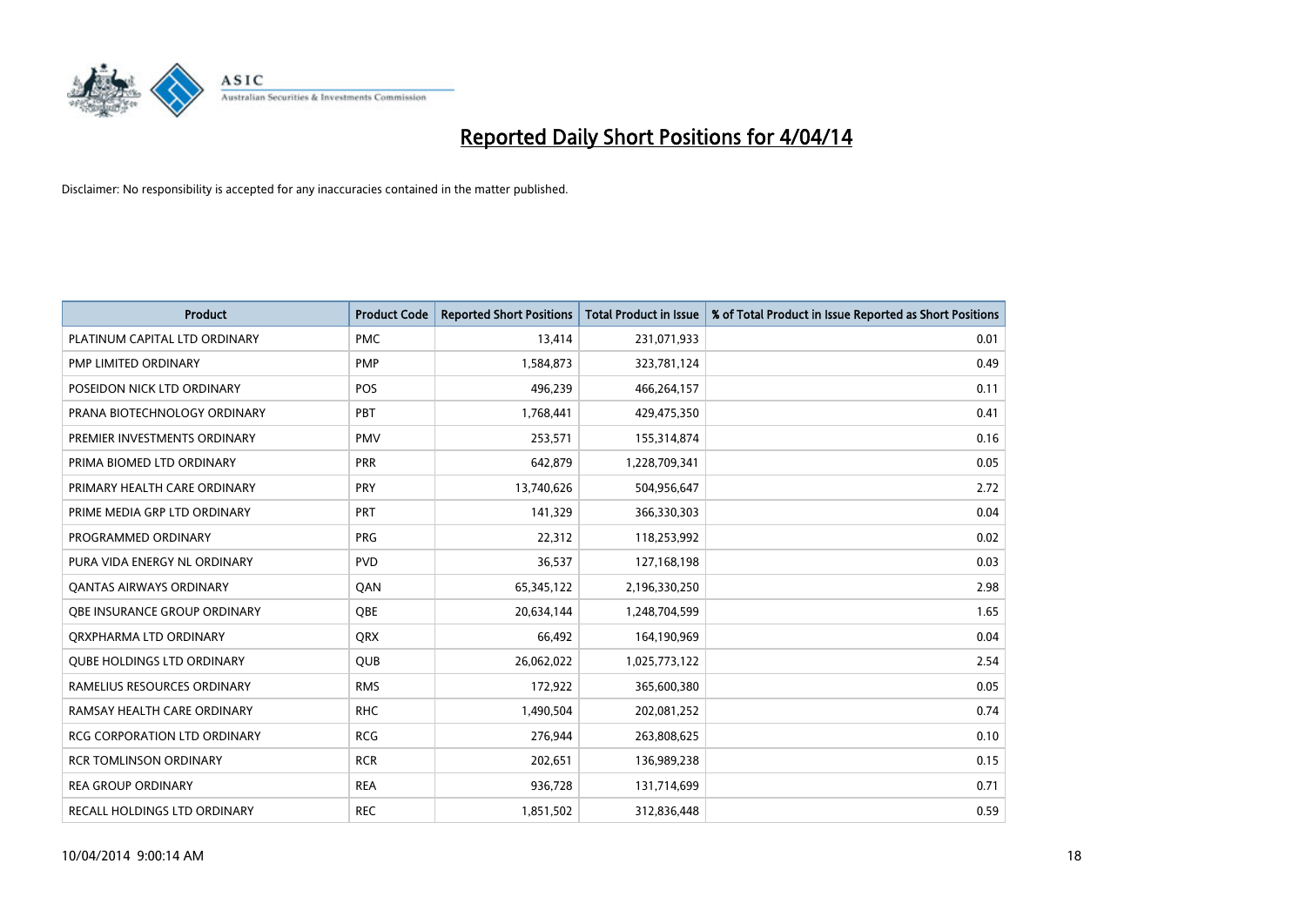# Reported Daily Short Positions for 4/04/14

Disclaimer: No responsibility is accepted for any inaccuracies contained in the matter published.

| Product | Product Code | Reported Short Positions | Total Product in Issue | % of Total Product in Issue Reported as Short Positions |
|---|---|---|---|---|
| PLATINUM CAPITAL LTD ORDINARY | PMC | 13,414 | 231,071,933 | 0.01 |
| PMP LIMITED ORDINARY | PMP | 1,584,873 | 323,781,124 | 0.49 |
| POSEIDON NICK LTD ORDINARY | POS | 496,239 | 466,264,157 | 0.11 |
| PRANA BIOTECHNOLOGY ORDINARY | PBT | 1,768,441 | 429,475,350 | 0.41 |
| PREMIER INVESTMENTS ORDINARY | PMV | 253,571 | 155,314,874 | 0.16 |
| PRIMA BIOMED LTD ORDINARY | PRR | 642,879 | 1,228,709,341 | 0.05 |
| PRIMARY HEALTH CARE ORDINARY | PRY | 13,740,626 | 504,956,647 | 2.72 |
| PRIME MEDIA GRP LTD ORDINARY | PRT | 141,329 | 366,330,303 | 0.04 |
| PROGRAMMED ORDINARY | PRG | 22,312 | 118,253,992 | 0.02 |
| PURA VIDA ENERGY NL ORDINARY | PVD | 36,537 | 127,168,198 | 0.03 |
| QANTAS AIRWAYS ORDINARY | QAN | 65,345,122 | 2,196,330,250 | 2.98 |
| QBE INSURANCE GROUP ORDINARY | QBE | 20,634,144 | 1,248,704,599 | 1.65 |
| QRXPHARMA LTD ORDINARY | QRX | 66,492 | 164,190,969 | 0.04 |
| QUBE HOLDINGS LTD ORDINARY | QUB | 26,062,022 | 1,025,773,122 | 2.54 |
| RAMELIUS RESOURCES ORDINARY | RMS | 172,922 | 365,600,380 | 0.05 |
| RAMSAY HEALTH CARE ORDINARY | RHC | 1,490,504 | 202,081,252 | 0.74 |
| RCG CORPORATION LTD ORDINARY | RCG | 276,944 | 263,808,625 | 0.10 |
| RCR TOMLINSON ORDINARY | RCR | 202,651 | 136,989,238 | 0.15 |
| REA GROUP ORDINARY | REA | 936,728 | 131,714,699 | 0.71 |
| RECALL HOLDINGS LTD ORDINARY | REC | 1,851,502 | 312,836,448 | 0.59 |

10/04/2014 9:00:14 AM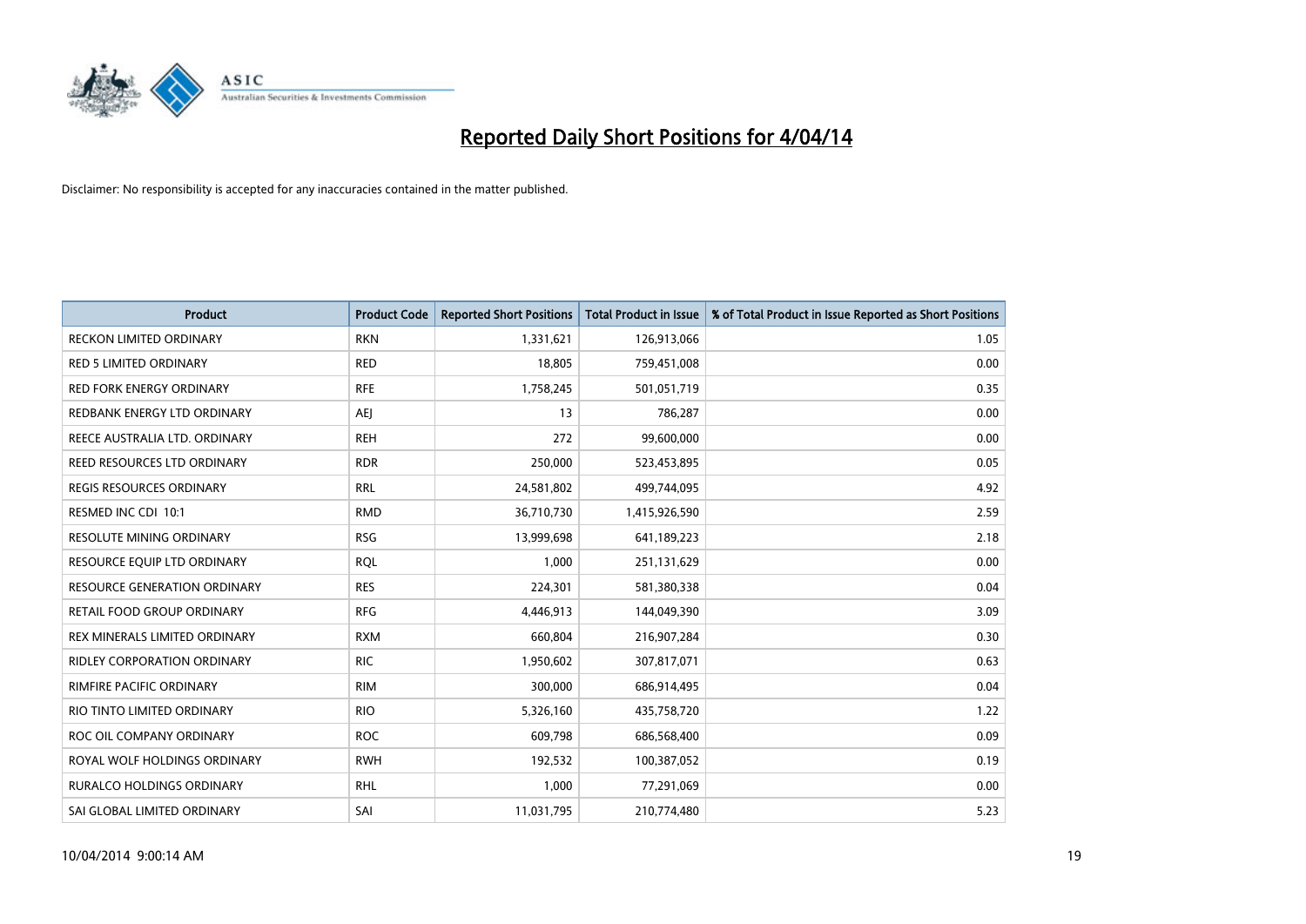# Reported Daily Short Positions for 4/04/14

Disclaimer: No responsibility is accepted for any inaccuracies contained in the matter published.

| Product | Product Code | Reported Short Positions | Total Product in Issue | % of Total Product in Issue Reported as Short Positions |
|---|---|---|---|---|
| RECKON LIMITED ORDINARY | RKN | 1,331,621 | 126,913,066 | 1.05 |
| RED 5 LIMITED ORDINARY | RED | 18,805 | 759,451,008 | 0.00 |
| RED FORK ENERGY ORDINARY | RFE | 1,758,245 | 501,051,719 | 0.35 |
| REDBANK ENERGY LTD ORDINARY | AEJ | 13 | 786,287 | 0.00 |
| REECE AUSTRALIA LTD. ORDINARY | REH | 272 | 99,600,000 | 0.00 |
| REED RESOURCES LTD ORDINARY | RDR | 250,000 | 523,453,895 | 0.05 |
| REGIS RESOURCES ORDINARY | RRL | 24,581,802 | 499,744,095 | 4.92 |
| RESMED INC CDI 10:1 | RMD | 36,710,730 | 1,415,926,590 | 2.59 |
| RESOLUTE MINING ORDINARY | RSG | 13,999,698 | 641,189,223 | 2.18 |
| RESOURCE EQUIP LTD ORDINARY | RQL | 1,000 | 251,131,629 | 0.00 |
| RESOURCE GENERATION ORDINARY | RES | 224,301 | 581,380,338 | 0.04 |
| RETAIL FOOD GROUP ORDINARY | RFG | 4,446,913 | 144,049,390 | 3.09 |
| REX MINERALS LIMITED ORDINARY | RXM | 660,804 | 216,907,284 | 0.30 |
| RIDLEY CORPORATION ORDINARY | RIC | 1,950,602 | 307,817,071 | 0.63 |
| RIMFIRE PACIFIC ORDINARY | RIM | 300,000 | 686,914,495 | 0.04 |
| RIO TINTO LIMITED ORDINARY | RIO | 5,326,160 | 435,758,720 | 1.22 |
| ROC OIL COMPANY ORDINARY | ROC | 609,798 | 686,568,400 | 0.09 |
| ROYAL WOLF HOLDINGS ORDINARY | RWH | 192,532 | 100,387,052 | 0.19 |
| RURALCO HOLDINGS ORDINARY | RHL | 1,000 | 77,291,069 | 0.00 |
| SAI GLOBAL LIMITED ORDINARY | SAI | 11,031,795 | 210,774,480 | 5.23 |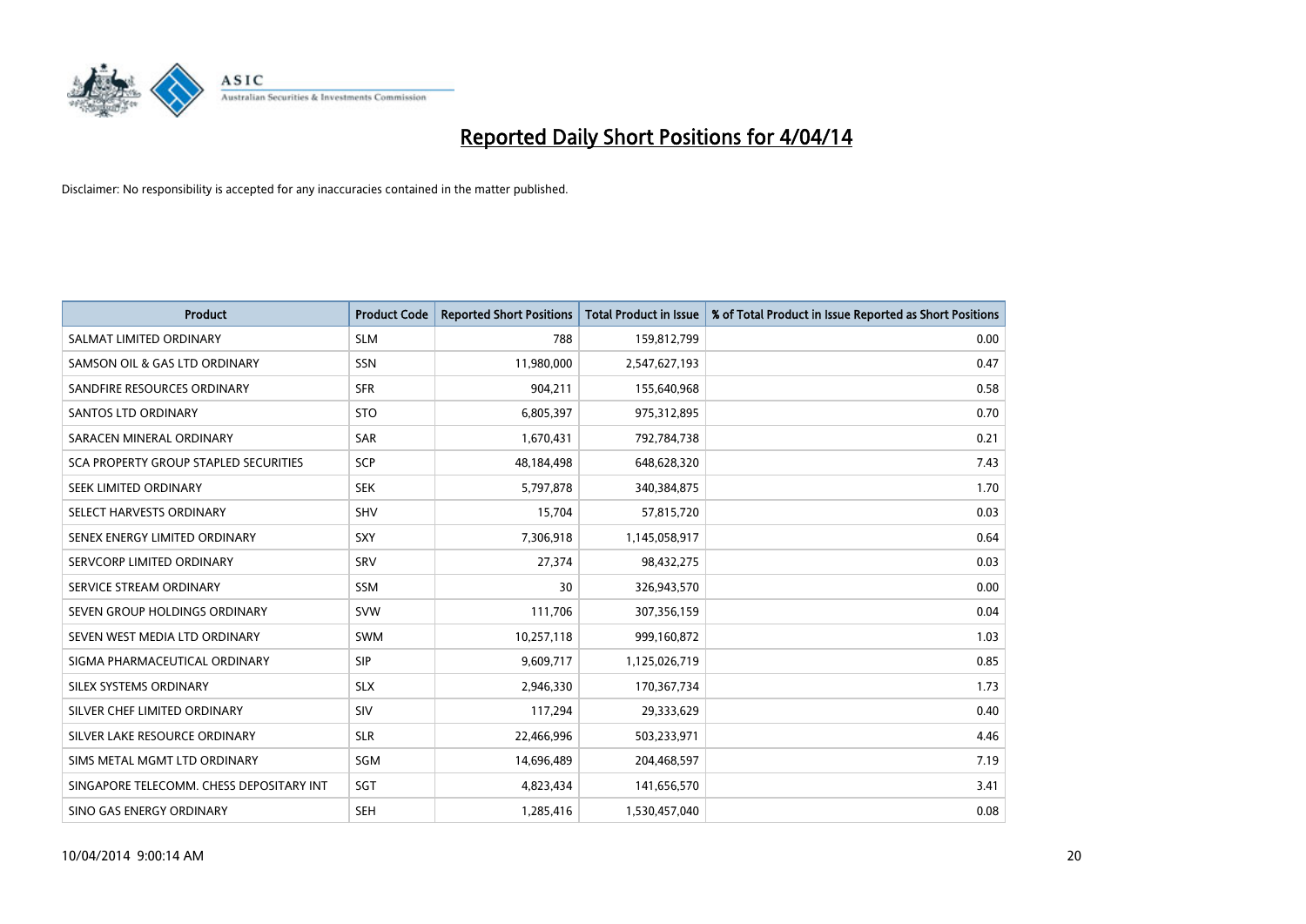# Reported Daily Short Positions for 4/04/14

Disclaimer: No responsibility is accepted for any inaccuracies contained in the matter published.

| Product | Product Code | Reported Short Positions | Total Product in Issue | % of Total Product in Issue Reported as Short Positions |
|---|---|---|---|---|
| SALMAT LIMITED ORDINARY | SLM | 788 | 159,812,799 | 0.00 |
| SAMSON OIL & GAS LTD ORDINARY | SSN | 11,980,000 | 2,547,627,193 | 0.47 |
| SANDFIRE RESOURCES ORDINARY | SFR | 904,211 | 155,640,968 | 0.58 |
| SANTOS LTD ORDINARY | STO | 6,805,397 | 975,312,895 | 0.70 |
| SARACEN MINERAL ORDINARY | SAR | 1,670,431 | 792,784,738 | 0.21 |
| SCA PROPERTY GROUP STAPLED SECURITIES | SCP | 48,184,498 | 648,628,320 | 7.43 |
| SEEK LIMITED ORDINARY | SEK | 5,797,878 | 340,384,875 | 1.70 |
| SELECT HARVESTS ORDINARY | SHV | 15,704 | 57,815,720 | 0.03 |
| SENEX ENERGY LIMITED ORDINARY | SXY | 7,306,918 | 1,145,058,917 | 0.64 |
| SERVCORP LIMITED ORDINARY | SRV | 27,374 | 98,432,275 | 0.03 |
| SERVICE STREAM ORDINARY | SSM | 30 | 326,943,570 | 0.00 |
| SEVEN GROUP HOLDINGS ORDINARY | SVW | 111,706 | 307,356,159 | 0.04 |
| SEVEN WEST MEDIA LTD ORDINARY | SWM | 10,257,118 | 999,160,872 | 1.03 |
| SIGMA PHARMACEUTICAL ORDINARY | SIP | 9,609,717 | 1,125,026,719 | 0.85 |
| SILEX SYSTEMS ORDINARY | SLX | 2,946,330 | 170,367,734 | 1.73 |
| SILVER CHEF LIMITED ORDINARY | SIV | 117,294 | 29,333,629 | 0.40 |
| SILVER LAKE RESOURCE ORDINARY | SLR | 22,466,996 | 503,233,971 | 4.46 |
| SIMS METAL MGMT LTD ORDINARY | SGM | 14,696,489 | 204,468,597 | 7.19 |
| SINGAPORE TELECOMM. CHESS DEPOSITARY INT | SGT | 4,823,434 | 141,656,570 | 3.41 |
| SINO GAS ENERGY ORDINARY | SEH | 1,285,416 | 1,530,457,040 | 0.08 |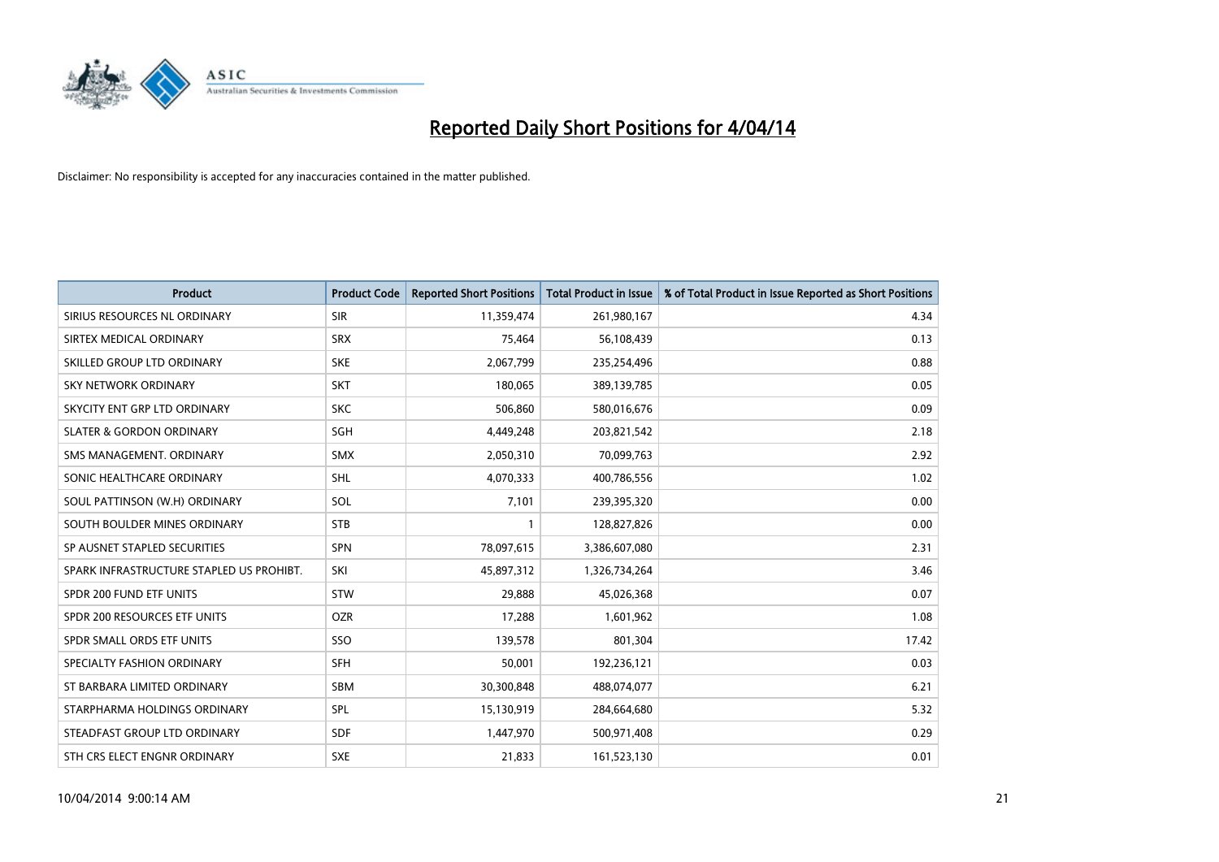# Reported Daily Short Positions for 4/04/14

Disclaimer: No responsibility is accepted for any inaccuracies contained in the matter published.

| Product | Product Code | Reported Short Positions | Total Product in Issue | % of Total Product in Issue Reported as Short Positions |
|---|---|---|---|---|
| SIRIUS RESOURCES NL ORDINARY | SIR | 11,359,474 | 261,980,167 | 4.34 |
| SIRTEX MEDICAL ORDINARY | SRX | 75,464 | 56,108,439 | 0.13 |
| SKILLED GROUP LTD ORDINARY | SKE | 2,067,799 | 235,254,496 | 0.88 |
| SKY NETWORK ORDINARY | SKT | 180,065 | 389,139,785 | 0.05 |
| SKYCITY ENT GRP LTD ORDINARY | SKC | 506,860 | 580,016,676 | 0.09 |
| SLATER & GORDON ORDINARY | SGH | 4,449,248 | 203,821,542 | 2.18 |
| SMS MANAGEMENT. ORDINARY | SMX | 2,050,310 | 70,099,763 | 2.92 |
| SONIC HEALTHCARE ORDINARY | SHL | 4,070,333 | 400,786,556 | 1.02 |
| SOUL PATTINSON (W.H) ORDINARY | SOL | 7,101 | 239,395,320 | 0.00 |
| SOUTH BOULDER MINES ORDINARY | STB | 1 | 128,827,826 | 0.00 |
| SP AUSNET STAPLED SECURITIES | SPN | 78,097,615 | 3,386,607,080 | 2.31 |
| SPARK INFRASTRUCTURE STAPLED US PROHIBT. | SKI | 45,897,312 | 1,326,734,264 | 3.46 |
| SPDR 200 FUND ETF UNITS | STW | 29,888 | 45,026,368 | 0.07 |
| SPDR 200 RESOURCES ETF UNITS | OZR | 17,288 | 1,601,962 | 1.08 |
| SPDR SMALL ORDS ETF UNITS | SSO | 139,578 | 801,304 | 17.42 |
| SPECIALTY FASHION ORDINARY | SFH | 50,001 | 192,236,121 | 0.03 |
| ST BARBARA LIMITED ORDINARY | SBM | 30,300,848 | 488,074,077 | 6.21 |
| STARPHARMA HOLDINGS ORDINARY | SPL | 15,130,919 | 284,664,680 | 5.32 |
| STEADFAST GROUP LTD ORDINARY | SDF | 1,447,970 | 500,971,408 | 0.29 |
| STH CRS ELECT ENGNR ORDINARY | SXE | 21,833 | 161,523,130 | 0.01 |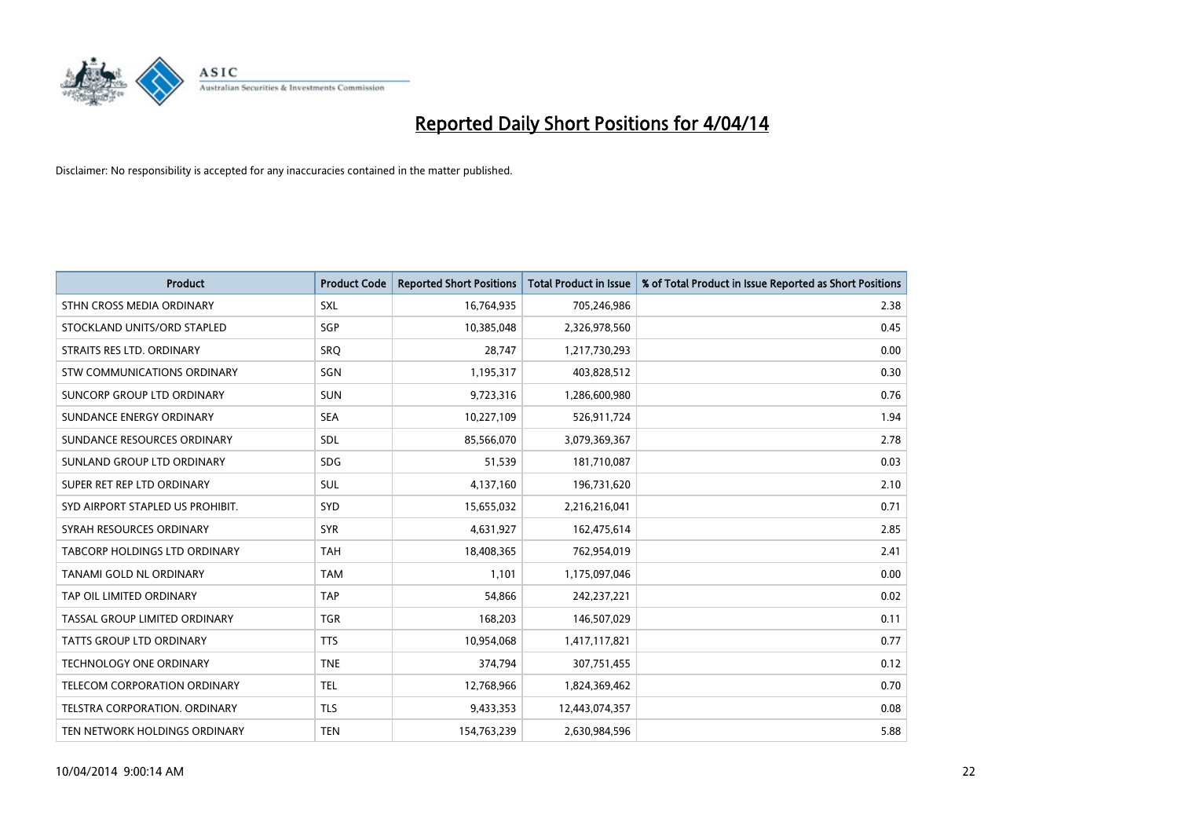# Reported Daily Short Positions for 4/04/14

Disclaimer: No responsibility is accepted for any inaccuracies contained in the matter published.

| Product | Product Code | Reported Short Positions | Total Product in Issue | % of Total Product in Issue Reported as Short Positions |
|---|---|---|---|---|
| STHN CROSS MEDIA ORDINARY | SXL | 16,764,935 | 705,246,986 | 2.38 |
| STOCKLAND UNITS/ORD STAPLED | SGP | 10,385,048 | 2,326,978,560 | 0.45 |
| STRAITS RES LTD. ORDINARY | SRQ | 28,747 | 1,217,730,293 | 0.00 |
| STW COMMUNICATIONS ORDINARY | SGN | 1,195,317 | 403,828,512 | 0.30 |
| SUNCORP GROUP LTD ORDINARY | SUN | 9,723,316 | 1,286,600,980 | 0.76 |
| SUNDANCE ENERGY ORDINARY | SEA | 10,227,109 | 526,911,724 | 1.94 |
| SUNDANCE RESOURCES ORDINARY | SDL | 85,566,070 | 3,079,369,367 | 2.78 |
| SUNLAND GROUP LTD ORDINARY | SDG | 51,539 | 181,710,087 | 0.03 |
| SUPER RET REP LTD ORDINARY | SUL | 4,137,160 | 196,731,620 | 2.10 |
| SYD AIRPORT STAPLED US PROHIBIT. | SYD | 15,655,032 | 2,216,216,041 | 0.71 |
| SYRAH RESOURCES ORDINARY | SYR | 4,631,927 | 162,475,614 | 2.85 |
| TABCORP HOLDINGS LTD ORDINARY | TAH | 18,408,365 | 762,954,019 | 2.41 |
| TANAMI GOLD NL ORDINARY | TAM | 1,101 | 1,175,097,046 | 0.00 |
| TAP OIL LIMITED ORDINARY | TAP | 54,866 | 242,237,221 | 0.02 |
| TASSAL GROUP LIMITED ORDINARY | TGR | 168,203 | 146,507,029 | 0.11 |
| TATTS GROUP LTD ORDINARY | TTS | 10,954,068 | 1,417,117,821 | 0.77 |
| TECHNOLOGY ONE ORDINARY | TNE | 374,794 | 307,751,455 | 0.12 |
| TELECOM CORPORATION ORDINARY | TEL | 12,768,966 | 1,824,369,462 | 0.70 |
| TELSTRA CORPORATION. ORDINARY | TLS | 9,433,353 | 12,443,074,357 | 0.08 |
| TEN NETWORK HOLDINGS ORDINARY | TEN | 154,763,239 | 2,630,984,596 | 5.88 |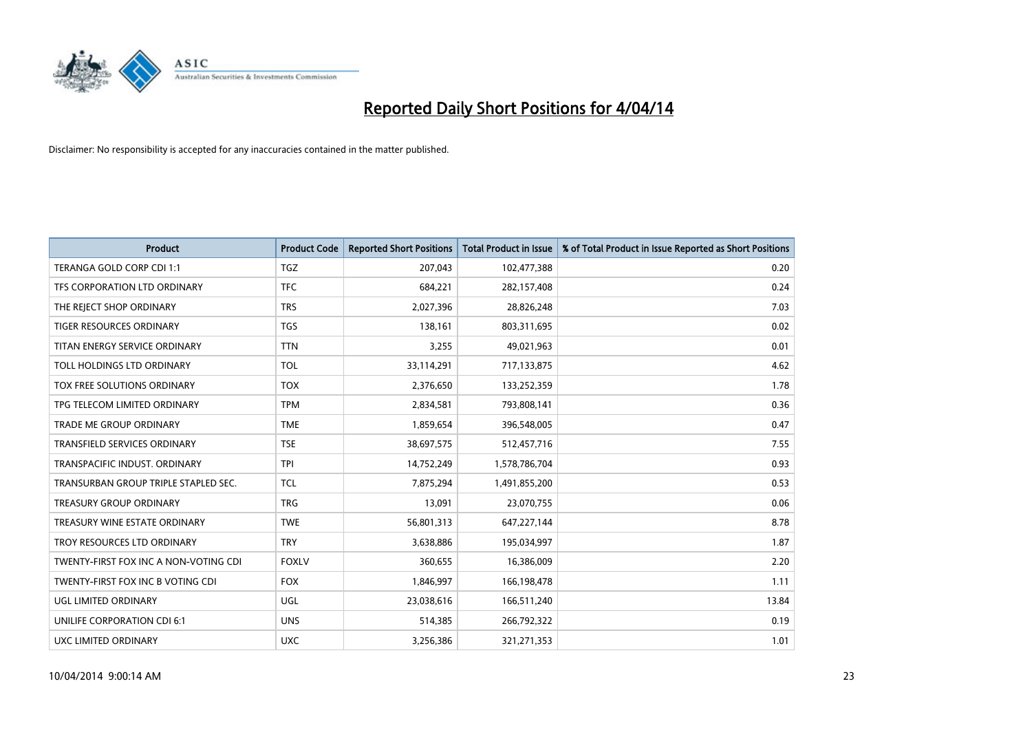# Reported Daily Short Positions for 4/04/14

Disclaimer: No responsibility is accepted for any inaccuracies contained in the matter published.

| Product | Product Code | Reported Short Positions | Total Product in Issue | % of Total Product in Issue Reported as Short Positions |
|---|---|---|---|---|
| TERANGA GOLD CORP CDI 1:1 | TGZ | 207,043 | 102,477,388 | 0.20 |
| TFS CORPORATION LTD ORDINARY | TFC | 684,221 | 282,157,408 | 0.24 |
| THE REJECT SHOP ORDINARY | TRS | 2,027,396 | 28,826,248 | 7.03 |
| TIGER RESOURCES ORDINARY | TGS | 138,161 | 803,311,695 | 0.02 |
| TITAN ENERGY SERVICE ORDINARY | TTN | 3,255 | 49,021,963 | 0.01 |
| TOLL HOLDINGS LTD ORDINARY | TOL | 33,114,291 | 717,133,875 | 4.62 |
| TOX FREE SOLUTIONS ORDINARY | TOX | 2,376,650 | 133,252,359 | 1.78 |
| TPG TELECOM LIMITED ORDINARY | TPM | 2,834,581 | 793,808,141 | 0.36 |
| TRADE ME GROUP ORDINARY | TME | 1,859,654 | 396,548,005 | 0.47 |
| TRANSFIELD SERVICES ORDINARY | TSE | 38,697,575 | 512,457,716 | 7.55 |
| TRANSPACIFIC INDUST. ORDINARY | TPI | 14,752,249 | 1,578,786,704 | 0.93 |
| TRANSURBAN GROUP TRIPLE STAPLED SEC. | TCL | 7,875,294 | 1,491,855,200 | 0.53 |
| TREASURY GROUP ORDINARY | TRG | 13,091 | 23,070,755 | 0.06 |
| TREASURY WINE ESTATE ORDINARY | TWE | 56,801,313 | 647,227,144 | 8.78 |
| TROY RESOURCES LTD ORDINARY | TRY | 3,638,886 | 195,034,997 | 1.87 |
| TWENTY-FIRST FOX INC A NON-VOTING CDI | FOXLV | 360,655 | 16,386,009 | 2.20 |
| TWENTY-FIRST FOX INC B VOTING CDI | FOX | 1,846,997 | 166,198,478 | 1.11 |
| UGL LIMITED ORDINARY | UGL | 23,038,616 | 166,511,240 | 13.84 |
| UNILIFE CORPORATION CDI 6:1 | UNS | 514,385 | 266,792,322 | 0.19 |
| UXC LIMITED ORDINARY | UXC | 3,256,386 | 321,271,353 | 1.01 |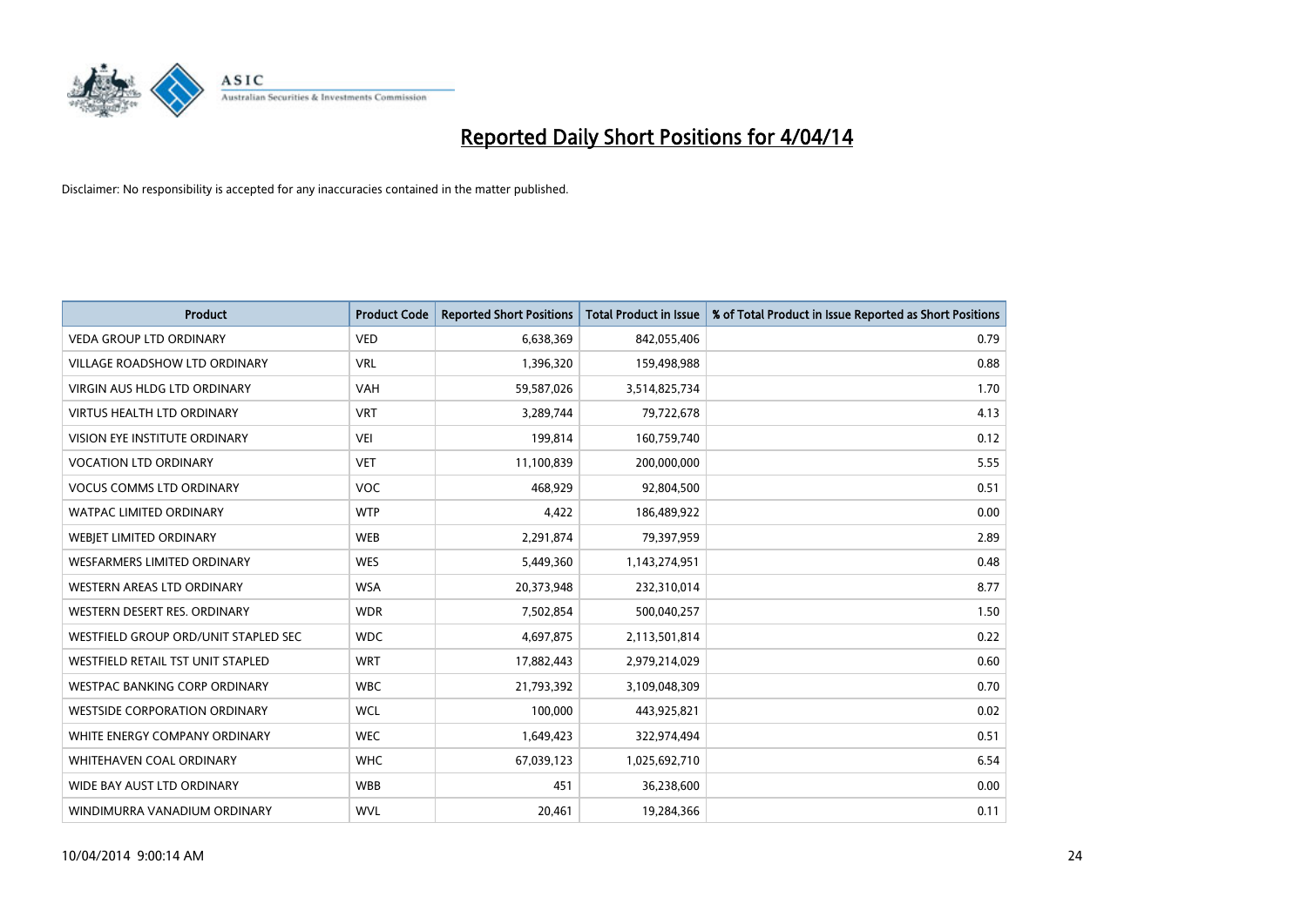# Reported Daily Short Positions for 4/04/14

Disclaimer: No responsibility is accepted for any inaccuracies contained in the matter published.

| Product | Product Code | Reported Short Positions | Total Product in Issue | % of Total Product in Issue Reported as Short Positions |
|---|---|---|---|---|
| VEDA GROUP LTD ORDINARY | VED | 6,638,369 | 842,055,406 | 0.79 |
| VILLAGE ROADSHOW LTD ORDINARY | VRL | 1,396,320 | 159,498,988 | 0.88 |
| VIRGIN AUS HLDG LTD ORDINARY | VAH | 59,587,026 | 3,514,825,734 | 1.70 |
| VIRTUS HEALTH LTD ORDINARY | VRT | 3,289,744 | 79,722,678 | 4.13 |
| VISION EYE INSTITUTE ORDINARY | VEI | 199,814 | 160,759,740 | 0.12 |
| VOCATION LTD ORDINARY | VET | 11,100,839 | 200,000,000 | 5.55 |
| VOCUS COMMS LTD ORDINARY | VOC | 468,929 | 92,804,500 | 0.51 |
| WATPAC LIMITED ORDINARY | WTP | 4,422 | 186,489,922 | 0.00 |
| WEBJET LIMITED ORDINARY | WEB | 2,291,874 | 79,397,959 | 2.89 |
| WESFARMERS LIMITED ORDINARY | WES | 5,449,360 | 1,143,274,951 | 0.48 |
| WESTERN AREAS LTD ORDINARY | WSA | 20,373,948 | 232,310,014 | 8.77 |
| WESTERN DESERT RES. ORDINARY | WDR | 7,502,854 | 500,040,257 | 1.50 |
| WESTFIELD GROUP ORD/UNIT STAPLED SEC | WDC | 4,697,875 | 2,113,501,814 | 0.22 |
| WESTFIELD RETAIL TST UNIT STAPLED | WRT | 17,882,443 | 2,979,214,029 | 0.60 |
| WESTPAC BANKING CORP ORDINARY | WBC | 21,793,392 | 3,109,048,309 | 0.70 |
| WESTSIDE CORPORATION ORDINARY | WCL | 100,000 | 443,925,821 | 0.02 |
| WHITE ENERGY COMPANY ORDINARY | WEC | 1,649,423 | 322,974,494 | 0.51 |
| WHITEHAVEN COAL ORDINARY | WHC | 67,039,123 | 1,025,692,710 | 6.54 |
| WIDE BAY AUST LTD ORDINARY | WBB | 451 | 36,238,600 | 0.00 |
| WINDIMURRA VANADIUM ORDINARY | WVL | 20,461 | 19,284,366 | 0.11 |

10/04/2014 9:00:14 AM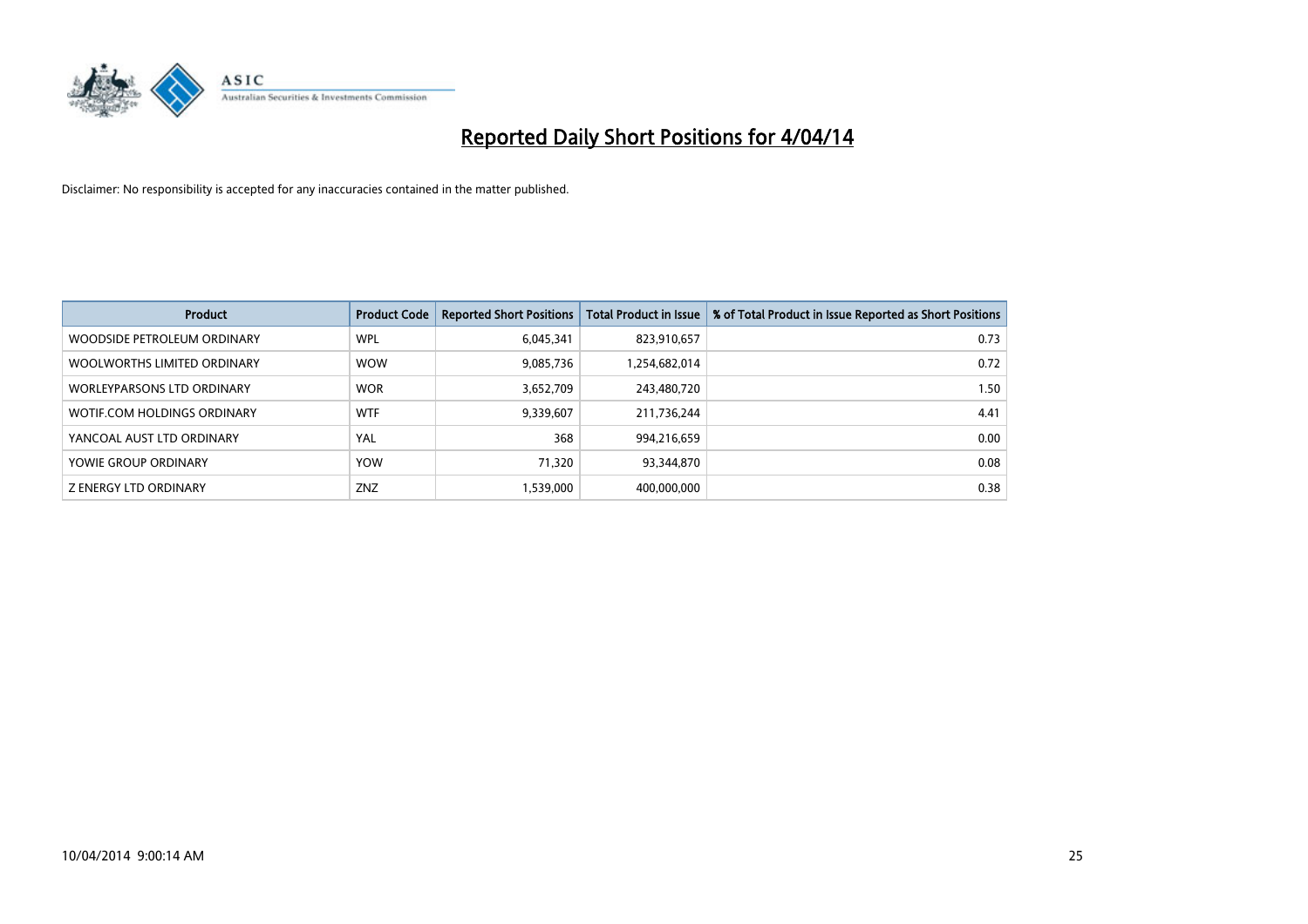# Reported Daily Short Positions for 4/04/14

Disclaimer: No responsibility is accepted for any inaccuracies contained in the matter published.

| Product | Product Code | Reported Short Positions | Total Product in Issue | % of Total Product in Issue Reported as Short Positions |
|---|---|---|---|---|
| WOODSIDE PETROLEUM ORDINARY | WPL | 6,045,341 | 823,910,657 | 0.73 |
| WOOLWORTHS LIMITED ORDINARY | WOW | 9,085,736 | 1,254,682,014 | 0.72 |
| WORLEYPARSONS LTD ORDINARY | WOR | 3,652,709 | 243,480,720 | 1.50 |
| WOTIF.COM HOLDINGS ORDINARY | WTF | 9,339,607 | 211,736,244 | 4.41 |
| YANCOAL AUST LTD ORDINARY | YAL | 368 | 994,216,659 | 0.00 |
| YOWIE GROUP ORDINARY | YOW | 71,320 | 93,344,870 | 0.08 |
| Z ENERGY LTD ORDINARY | ZNZ | 1,539,000 | 400,000,000 | 0.38 |

10/04/2014 9:00:14 AM